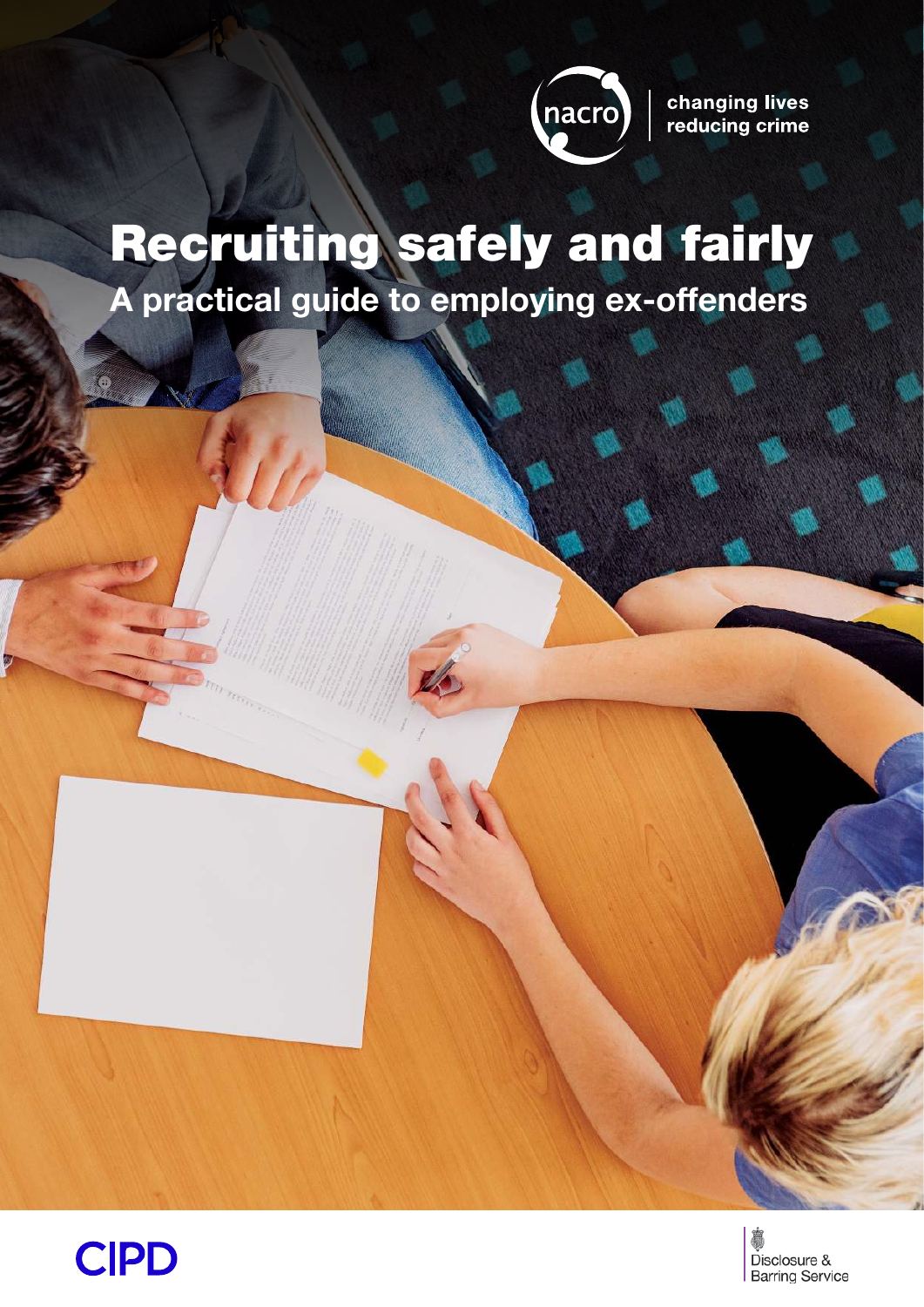nacro | changing lives reducing crime

# Recruiting safely and fairly

## A practical guide to employing ex-offenders

CIPD

Disclosure & Barring Service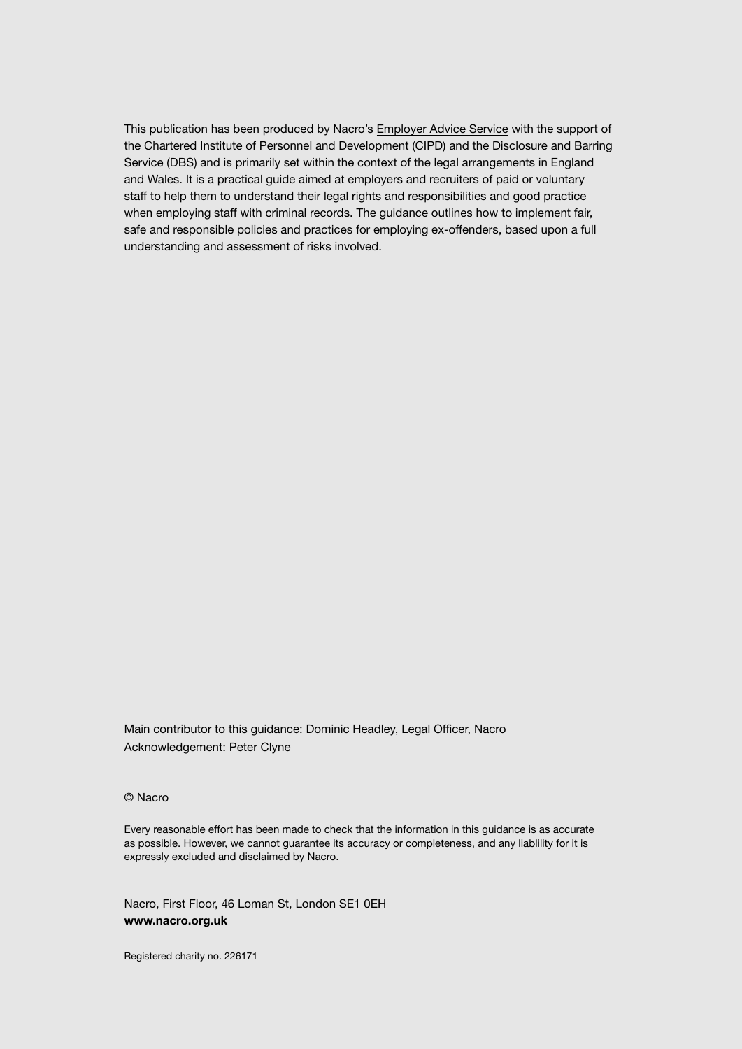This publication has been produced by Nacro's Employer Advice Service with the support of the Chartered Institute of Personnel and Development (CIPD) and the Disclosure and Barring Service (DBS) and is primarily set within the context of the legal arrangements in England and Wales. It is a practical guide aimed at employers and recruiters of paid or voluntary staff to help them to understand their legal rights and responsibilities and good practice when employing staff with criminal records. The guidance outlines how to implement fair, safe and responsible policies and practices for employing ex-offenders, based upon a full understanding and assessment of risks involved.

Main contributor to this guidance: Dominic Headley, Legal Officer, Nacro
Acknowledgement: Peter Clyne

© Nacro

Every reasonable effort has been made to check that the information in this guidance is as accurate as possible. However, we cannot guarantee its accuracy or completeness, and any liablility for it is expressly excluded and disclaimed by Nacro.

Nacro, First Floor, 46 Loman St, London SE1 0EH
**www.nacro.org.uk**

Registered charity no. 226171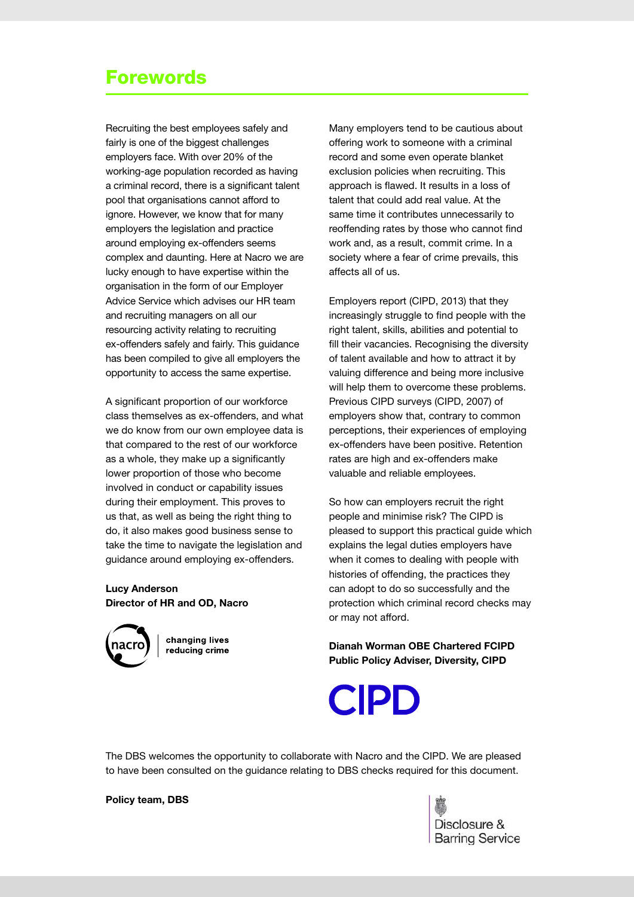# Forewords

Recruiting the best employees safely and fairly is one of the biggest challenges employers face. With over 20% of the working-age population recorded as having a criminal record, there is a significant talent pool that organisations cannot afford to ignore. However, we know that for many employers the legislation and practice around employing ex-offenders seems complex and daunting. Here at Nacro we are lucky enough to have expertise within the organisation in the form of our Employer Advice Service which advises our HR team and recruiting managers on all our resourcing activity relating to recruiting ex-offenders safely and fairly. This guidance has been compiled to give all employers the opportunity to access the same expertise.

A significant proportion of our workforce class themselves as ex-offenders, and what we do know from our own employee data is that compared to the rest of our workforce as a whole, they make up a significantly lower proportion of those who become involved in conduct or capability issues during their employment. This proves to us that, as well as being the right thing to do, it also makes good business sense to take the time to navigate the legislation and guidance around employing ex-offenders.

**Lucy Anderson**
**Director of HR and OD, Nacro**

nacro — changing lives reducing crime

Many employers tend to be cautious about offering work to someone with a criminal record and some even operate blanket exclusion policies when recruiting. This approach is flawed. It results in a loss of talent that could add real value. At the same time it contributes unnecessarily to reoffending rates by those who cannot find work and, as a result, commit crime. In a society where a fear of crime prevails, this affects all of us.

Employers report (CIPD, 2013) that they increasingly struggle to find people with the right talent, skills, abilities and potential to fill their vacancies. Recognising the diversity of talent available and how to attract it by valuing difference and being more inclusive will help them to overcome these problems. Previous CIPD surveys (CIPD, 2007) of employers show that, contrary to common perceptions, their experiences of employing ex-offenders have been positive. Retention rates are high and ex-offenders make valuable and reliable employees.

So how can employers recruit the right people and minimise risk? The CIPD is pleased to support this practical guide which explains the legal duties employers have when it comes to dealing with people with histories of offending, the practices they can adopt to do so successfully and the protection which criminal record checks may or may not afford.

**Dianah Worman OBE Chartered FCIPD**
**Public Policy Adviser, Diversity, CIPD**

CIPD

The DBS welcomes the opportunity to collaborate with Nacro and the CIPD. We are pleased to have been consulted on the guidance relating to DBS checks required for this document.

**Policy team, DBS**

Disclosure & Barring Service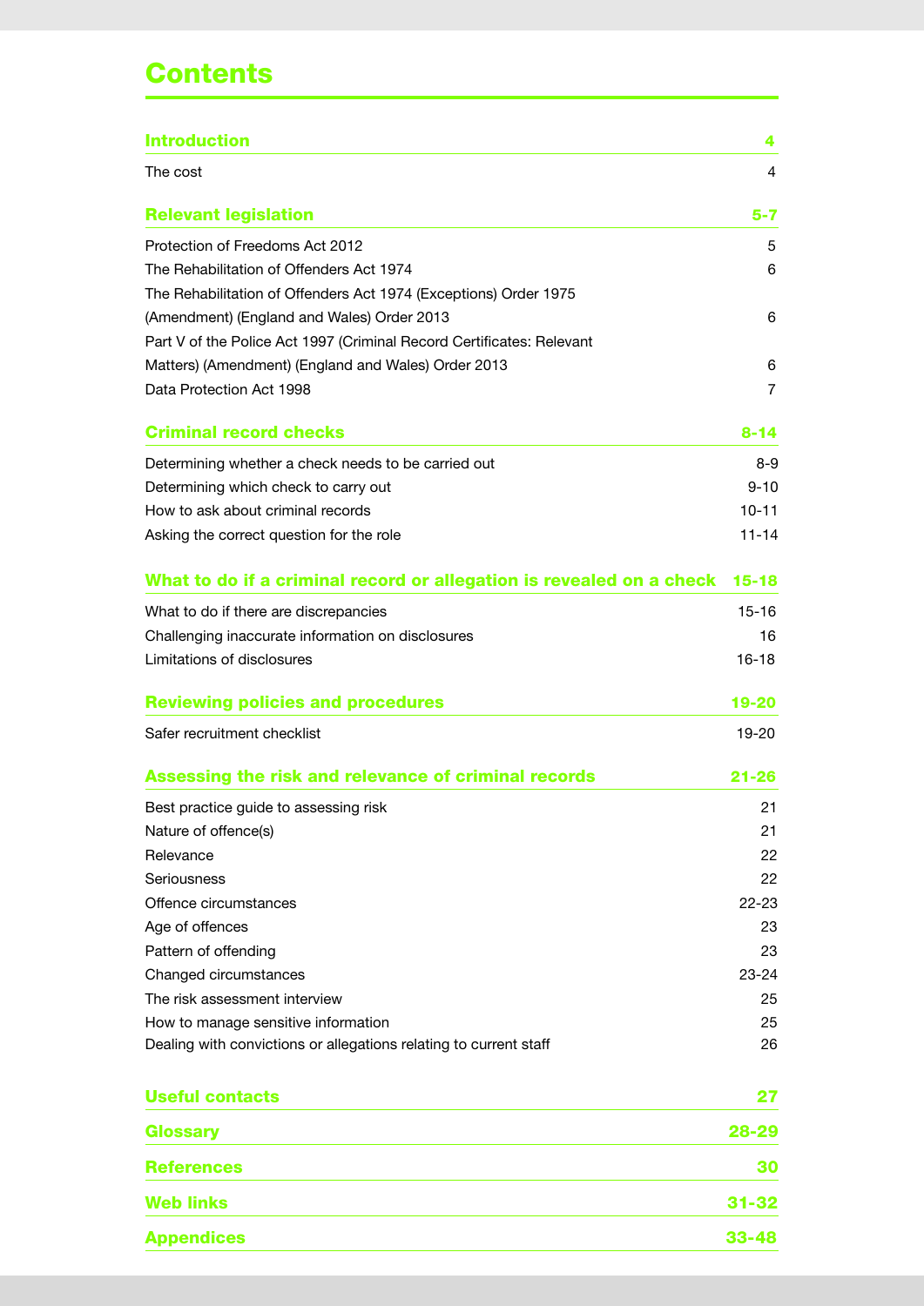# Contents

| | |
|---|---|
| **Introduction** | **4** |
| The cost | 4 |
| **Relevant legislation** | **5-7** |
| Protection of Freedoms Act 2012 | 5 |
| The Rehabilitation of Offenders Act 1974 | 6 |
| The Rehabilitation of Offenders Act 1974 (Exceptions) Order 1975 (Amendment) (England and Wales) Order 2013 | 6 |
| Part V of the Police Act 1997 (Criminal Record Certificates: Relevant Matters) (Amendment) (England and Wales) Order 2013 | 6 |
| Data Protection Act 1998 | 7 |
| **Criminal record checks** | **8-14** |
| Determining whether a check needs to be carried out | 8-9 |
| Determining which check to carry out | 9-10 |
| How to ask about criminal records | 10-11 |
| Asking the correct question for the role | 11-14 |
| **What to do if a criminal record or allegation is revealed on a check** | **15-18** |
| What to do if there are discrepancies | 15-16 |
| Challenging inaccurate information on disclosures | 16 |
| Limitations of disclosures | 16-18 |
| **Reviewing policies and procedures** | **19-20** |
| Safer recruitment checklist | 19-20 |
| **Assessing the risk and relevance of criminal records** | **21-26** |
| Best practice guide to assessing risk | 21 |
| Nature of offence(s) | 21 |
| Relevance | 22 |
| Seriousness | 22 |
| Offence circumstances | 22-23 |
| Age of offences | 23 |
| Pattern of offending | 23 |
| Changed circumstances | 23-24 |
| The risk assessment interview | 25 |
| How to manage sensitive information | 25 |
| Dealing with convictions or allegations relating to current staff | 26 |
| **Useful contacts** | **27** |
| **Glossary** | **28-29** |
| **References** | **30** |
| **Web links** | **31-32** |
| **Appendices** | **33-48** |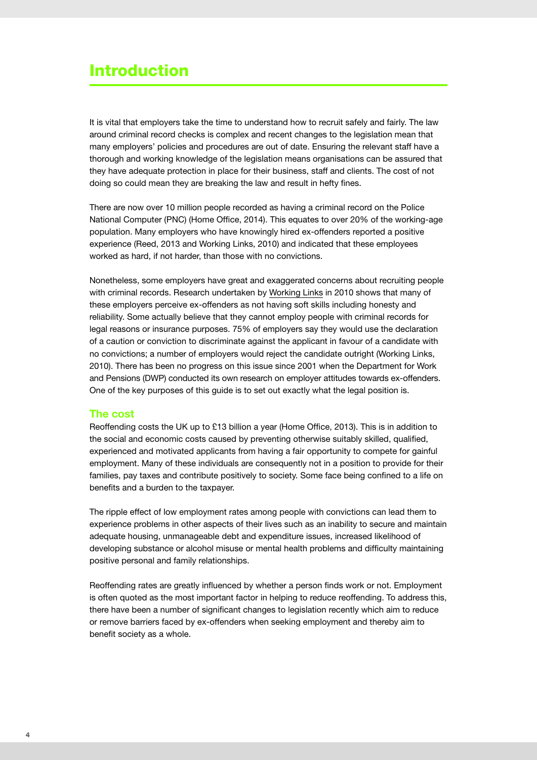# Introduction

It is vital that employers take the time to understand how to recruit safely and fairly. The law around criminal record checks is complex and recent changes to the legislation mean that many employers' policies and procedures are out of date. Ensuring the relevant staff have a thorough and working knowledge of the legislation means organisations can be assured that they have adequate protection in place for their business, staff and clients. The cost of not doing so could mean they are breaking the law and result in hefty fines.

There are now over 10 million people recorded as having a criminal record on the Police National Computer (PNC) (Home Office, 2014). This equates to over 20% of the working-age population. Many employers who have knowingly hired ex-offenders reported a positive experience (Reed, 2013 and Working Links, 2010) and indicated that these employees worked as hard, if not harder, than those with no convictions.

Nonetheless, some employers have great and exaggerated concerns about recruiting people with criminal records. Research undertaken by Working Links in 2010 shows that many of these employers perceive ex-offenders as not having soft skills including honesty and reliability. Some actually believe that they cannot employ people with criminal records for legal reasons or insurance purposes. 75% of employers say they would use the declaration of a caution or conviction to discriminate against the applicant in favour of a candidate with no convictions; a number of employers would reject the candidate outright (Working Links, 2010). There has been no progress on this issue since 2001 when the Department for Work and Pensions (DWP) conducted its own research on employer attitudes towards ex-offenders. One of the key purposes of this guide is to set out exactly what the legal position is.

## The cost

Reoffending costs the UK up to £13 billion a year (Home Office, 2013). This is in addition to the social and economic costs caused by preventing otherwise suitably skilled, qualified, experienced and motivated applicants from having a fair opportunity to compete for gainful employment. Many of these individuals are consequently not in a position to provide for their families, pay taxes and contribute positively to society. Some face being confined to a life on benefits and a burden to the taxpayer.

The ripple effect of low employment rates among people with convictions can lead them to experience problems in other aspects of their lives such as an inability to secure and maintain adequate housing, unmanageable debt and expenditure issues, increased likelihood of developing substance or alcohol misuse or mental health problems and difficulty maintaining positive personal and family relationships.

Reoffending rates are greatly influenced by whether a person finds work or not. Employment is often quoted as the most important factor in helping to reduce reoffending. To address this, there have been a number of significant changes to legislation recently which aim to reduce or remove barriers faced by ex-offenders when seeking employment and thereby aim to benefit society as a whole.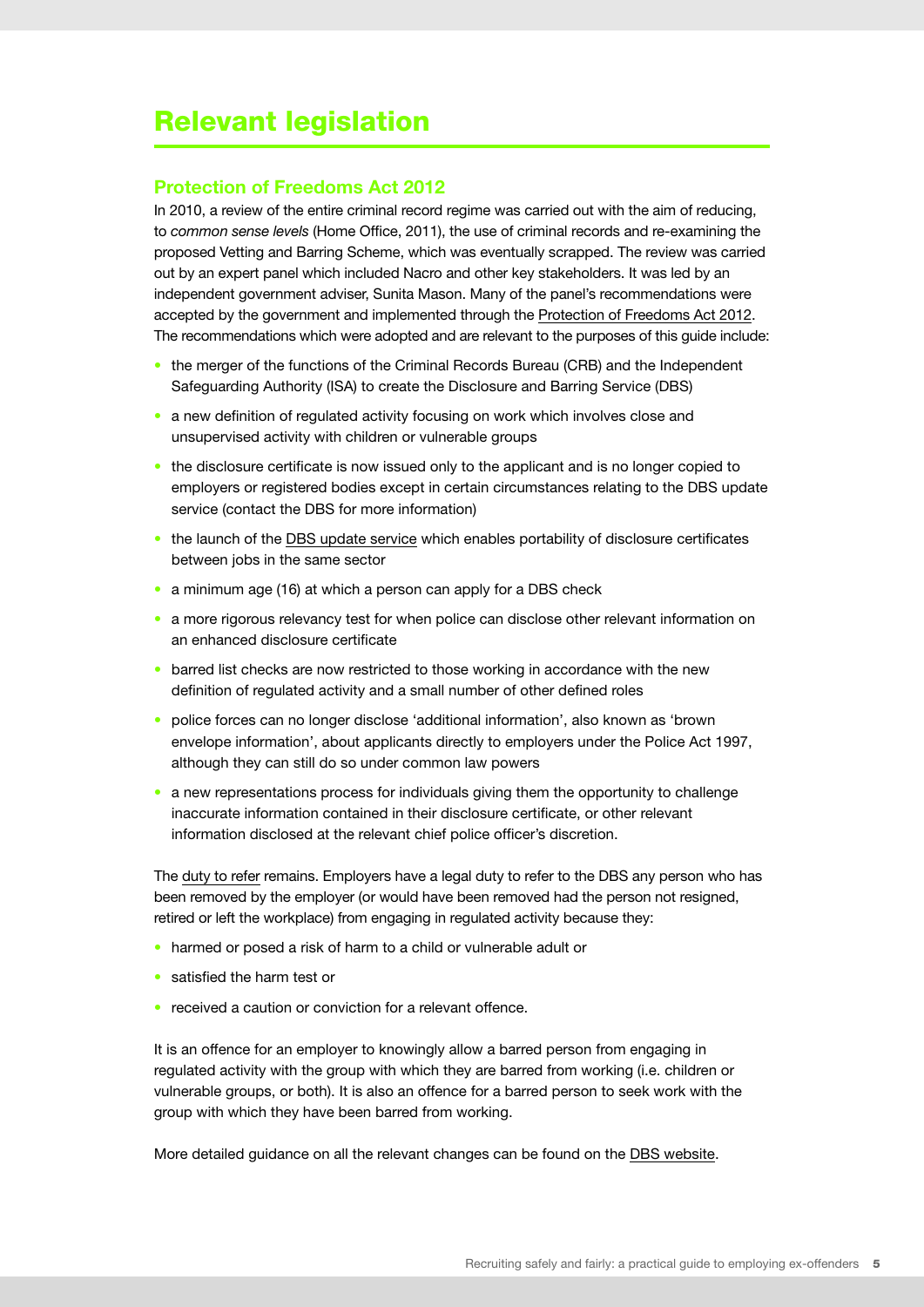# Relevant legislation

## Protection of Freedoms Act 2012

In 2010, a review of the entire criminal record regime was carried out with the aim of reducing, to *common sense levels* (Home Office, 2011), the use of criminal records and re-examining the proposed Vetting and Barring Scheme, which was eventually scrapped. The review was carried out by an expert panel which included Nacro and other key stakeholders. It was led by an independent government adviser, Sunita Mason. Many of the panel's recommendations were accepted by the government and implemented through the Protection of Freedoms Act 2012. The recommendations which were adopted and are relevant to the purposes of this guide include:

- the merger of the functions of the Criminal Records Bureau (CRB) and the Independent Safeguarding Authority (ISA) to create the Disclosure and Barring Service (DBS)
- a new definition of regulated activity focusing on work which involves close and unsupervised activity with children or vulnerable groups
- the disclosure certificate is now issued only to the applicant and is no longer copied to employers or registered bodies except in certain circumstances relating to the DBS update service (contact the DBS for more information)
- the launch of the DBS update service which enables portability of disclosure certificates between jobs in the same sector
- a minimum age (16) at which a person can apply for a DBS check
- a more rigorous relevancy test for when police can disclose other relevant information on an enhanced disclosure certificate
- barred list checks are now restricted to those working in accordance with the new definition of regulated activity and a small number of other defined roles
- police forces can no longer disclose 'additional information', also known as 'brown envelope information', about applicants directly to employers under the Police Act 1997, although they can still do so under common law powers
- a new representations process for individuals giving them the opportunity to challenge inaccurate information contained in their disclosure certificate, or other relevant information disclosed at the relevant chief police officer's discretion.

The duty to refer remains. Employers have a legal duty to refer to the DBS any person who has been removed by the employer (or would have been removed had the person not resigned, retired or left the workplace) from engaging in regulated activity because they:

- harmed or posed a risk of harm to a child or vulnerable adult or
- satisfied the harm test or
- received a caution or conviction for a relevant offence.

It is an offence for an employer to knowingly allow a barred person from engaging in regulated activity with the group with which they are barred from working (i.e. children or vulnerable groups, or both). It is also an offence for a barred person to seek work with the group with which they have been barred from working.

More detailed guidance on all the relevant changes can be found on the DBS website.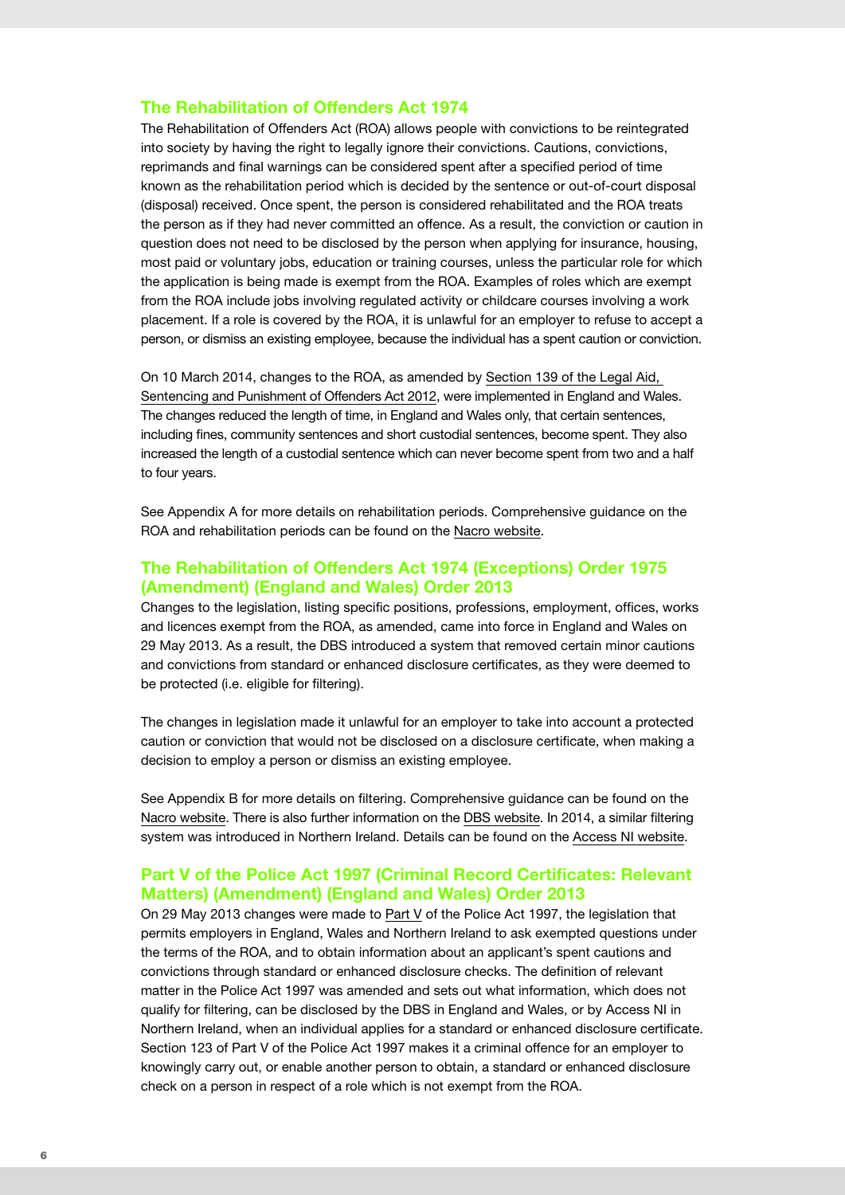## The Rehabilitation of Offenders Act 1974

The Rehabilitation of Offenders Act (ROA) allows people with convictions to be reintegrated into society by having the right to legally ignore their convictions. Cautions, convictions, reprimands and final warnings can be considered spent after a specified period of time known as the rehabilitation period which is decided by the sentence or out-of-court disposal (disposal) received. Once spent, the person is considered rehabilitated and the ROA treats the person as if they had never committed an offence. As a result, the conviction or caution in question does not need to be disclosed by the person when applying for insurance, housing, most paid or voluntary jobs, education or training courses, unless the particular role for which the application is being made is exempt from the ROA. Examples of roles which are exempt from the ROA include jobs involving regulated activity or childcare courses involving a work placement. If a role is covered by the ROA, it is unlawful for an employer to refuse to accept a person, or dismiss an existing employee, because the individual has a spent caution or conviction.

On 10 March 2014, changes to the ROA, as amended by Section 139 of the Legal Aid, Sentencing and Punishment of Offenders Act 2012, were implemented in England and Wales. The changes reduced the length of time, in England and Wales only, that certain sentences, including fines, community sentences and short custodial sentences, become spent. They also increased the length of a custodial sentence which can never become spent from two and a half to four years.

See Appendix A for more details on rehabilitation periods. Comprehensive guidance on the ROA and rehabilitation periods can be found on the Nacro website.

## The Rehabilitation of Offenders Act 1974 (Exceptions) Order 1975 (Amendment) (England and Wales) Order 2013

Changes to the legislation, listing specific positions, professions, employment, offices, works and licences exempt from the ROA, as amended, came into force in England and Wales on 29 May 2013. As a result, the DBS introduced a system that removed certain minor cautions and convictions from standard or enhanced disclosure certificates, as they were deemed to be protected (i.e. eligible for filtering).

The changes in legislation made it unlawful for an employer to take into account a protected caution or conviction that would not be disclosed on a disclosure certificate, when making a decision to employ a person or dismiss an existing employee.

See Appendix B for more details on filtering. Comprehensive guidance can be found on the Nacro website. There is also further information on the DBS website. In 2014, a similar filtering system was introduced in Northern Ireland. Details can be found on the Access NI website.

## Part V of the Police Act 1997 (Criminal Record Certificates: Relevant Matters) (Amendment) (England and Wales) Order 2013

On 29 May 2013 changes were made to Part V of the Police Act 1997, the legislation that permits employers in England, Wales and Northern Ireland to ask exempted questions under the terms of the ROA, and to obtain information about an applicant's spent cautions and convictions through standard or enhanced disclosure checks. The definition of relevant matter in the Police Act 1997 was amended and sets out what information, which does not qualify for filtering, can be disclosed by the DBS in England and Wales, or by Access NI in Northern Ireland, when an individual applies for a standard or enhanced disclosure certificate. Section 123 of Part V of the Police Act 1997 makes it a criminal offence for an employer to knowingly carry out, or enable another person to obtain, a standard or enhanced disclosure check on a person in respect of a role which is not exempt from the ROA.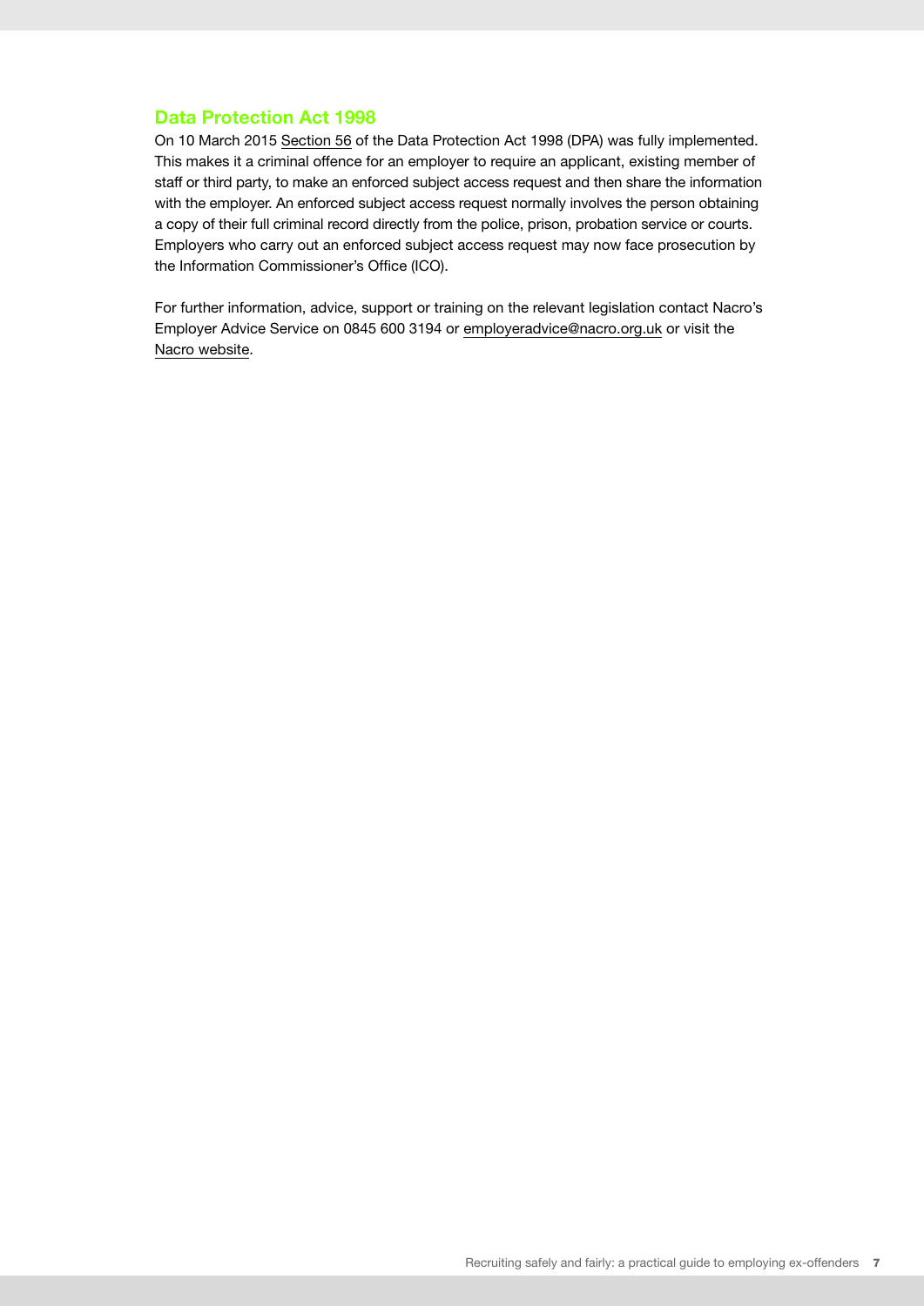## Data Protection Act 1998

On 10 March 2015 Section 56 of the Data Protection Act 1998 (DPA) was fully implemented. This makes it a criminal offence for an employer to require an applicant, existing member of staff or third party, to make an enforced subject access request and then share the information with the employer. An enforced subject access request normally involves the person obtaining a copy of their full criminal record directly from the police, prison, probation service or courts. Employers who carry out an enforced subject access request may now face prosecution by the Information Commissioner's Office (ICO).

For further information, advice, support or training on the relevant legislation contact Nacro's Employer Advice Service on 0845 600 3194 or employeradvice@nacro.org.uk or visit the Nacro website.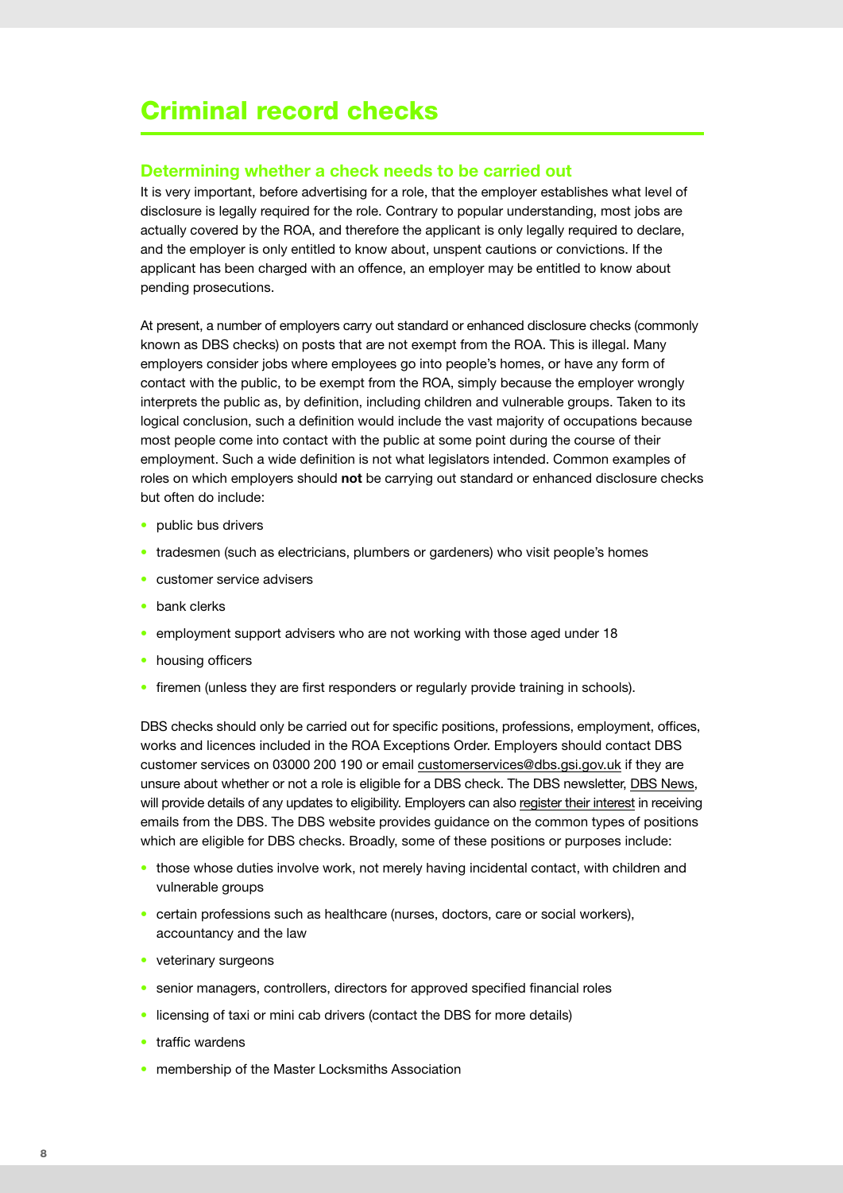# Criminal record checks

## Determining whether a check needs to be carried out

It is very important, before advertising for a role, that the employer establishes what level of disclosure is legally required for the role. Contrary to popular understanding, most jobs are actually covered by the ROA, and therefore the applicant is only legally required to declare, and the employer is only entitled to know about, unspent cautions or convictions. If the applicant has been charged with an offence, an employer may be entitled to know about pending prosecutions.

At present, a number of employers carry out standard or enhanced disclosure checks (commonly known as DBS checks) on posts that are not exempt from the ROA. This is illegal. Many employers consider jobs where employees go into people's homes, or have any form of contact with the public, to be exempt from the ROA, simply because the employer wrongly interprets the public as, by definition, including children and vulnerable groups. Taken to its logical conclusion, such a definition would include the vast majority of occupations because most people come into contact with the public at some point during the course of their employment. Such a wide definition is not what legislators intended. Common examples of roles on which employers should **not** be carrying out standard or enhanced disclosure checks but often do include:

- public bus drivers
- tradesmen (such as electricians, plumbers or gardeners) who visit people's homes
- customer service advisers
- bank clerks
- employment support advisers who are not working with those aged under 18
- housing officers
- firemen (unless they are first responders or regularly provide training in schools).

DBS checks should only be carried out for specific positions, professions, employment, offices, works and licences included in the ROA Exceptions Order. Employers should contact DBS customer services on 03000 200 190 or email customerservices@dbs.gsi.gov.uk if they are unsure about whether or not a role is eligible for a DBS check. The DBS newsletter, DBS News, will provide details of any updates to eligibility. Employers can also register their interest in receiving emails from the DBS. The DBS website provides guidance on the common types of positions which are eligible for DBS checks. Broadly, some of these positions or purposes include:

- those whose duties involve work, not merely having incidental contact, with children and vulnerable groups
- certain professions such as healthcare (nurses, doctors, care or social workers), accountancy and the law
- veterinary surgeons
- senior managers, controllers, directors for approved specified financial roles
- licensing of taxi or mini cab drivers (contact the DBS for more details)
- traffic wardens
- membership of the Master Locksmiths Association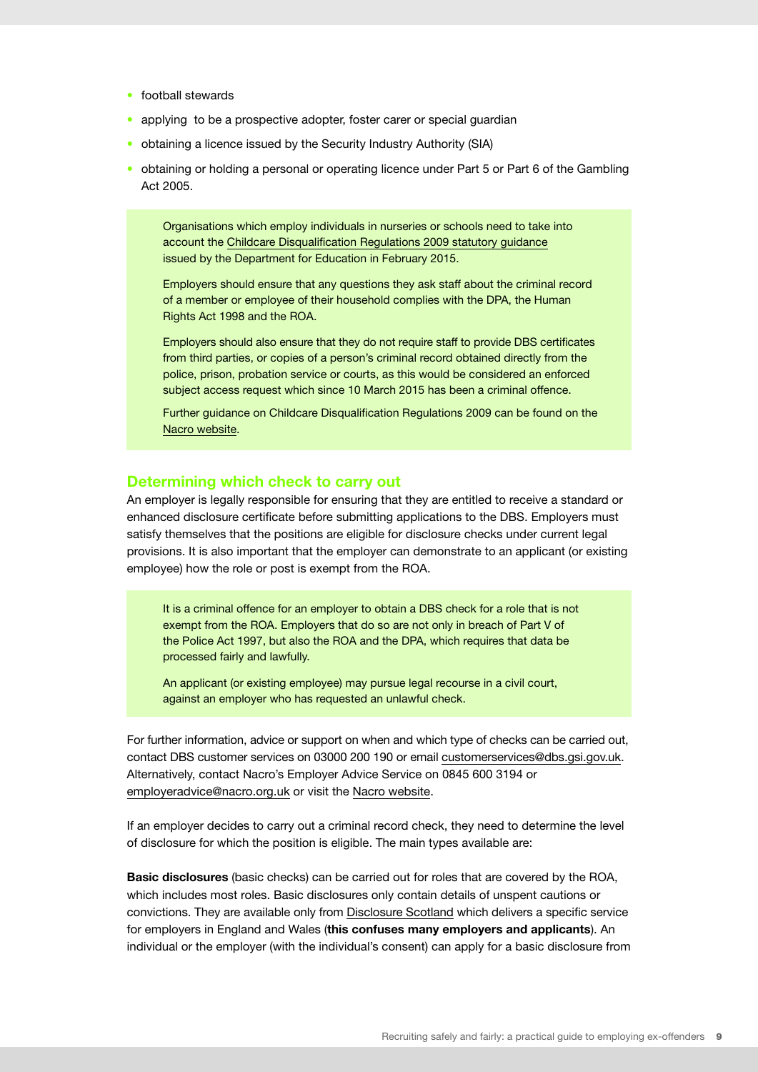- football stewards
- applying to be a prospective adopter, foster carer or special guardian
- obtaining a licence issued by the Security Industry Authority (SIA)
- obtaining or holding a personal or operating licence under Part 5 or Part 6 of the Gambling Act 2005.

> Organisations which employ individuals in nurseries or schools need to take into account the Childcare Disqualification Regulations 2009 statutory guidance issued by the Department for Education in February 2015.
>
> Employers should ensure that any questions they ask staff about the criminal record of a member or employee of their household complies with the DPA, the Human Rights Act 1998 and the ROA.
>
> Employers should also ensure that they do not require staff to provide DBS certificates from third parties, or copies of a person's criminal record obtained directly from the police, prison, probation service or courts, as this would be considered an enforced subject access request which since 10 March 2015 has been a criminal offence.
>
> Further guidance on Childcare Disqualification Regulations 2009 can be found on the Nacro website.

## Determining which check to carry out

An employer is legally responsible for ensuring that they are entitled to receive a standard or enhanced disclosure certificate before submitting applications to the DBS. Employers must satisfy themselves that the positions are eligible for disclosure checks under current legal provisions. It is also important that the employer can demonstrate to an applicant (or existing employee) how the role or post is exempt from the ROA.

> It is a criminal offence for an employer to obtain a DBS check for a role that is not exempt from the ROA. Employers that do so are not only in breach of Part V of the Police Act 1997, but also the ROA and the DPA, which requires that data be processed fairly and lawfully.
>
> An applicant (or existing employee) may pursue legal recourse in a civil court, against an employer who has requested an unlawful check.

For further information, advice or support on when and which type of checks can be carried out, contact DBS customer services on 03000 200 190 or email customerservices@dbs.gsi.gov.uk. Alternatively, contact Nacro's Employer Advice Service on 0845 600 3194 or employeradvice@nacro.org.uk or visit the Nacro website.

If an employer decides to carry out a criminal record check, they need to determine the level of disclosure for which the position is eligible. The main types available are:

**Basic disclosures** (basic checks) can be carried out for roles that are covered by the ROA, which includes most roles. Basic disclosures only contain details of unspent cautions or convictions. They are available only from Disclosure Scotland which delivers a specific service for employers in England and Wales (**this confuses many employers and applicants**). An individual or the employer (with the individual's consent) can apply for a basic disclosure from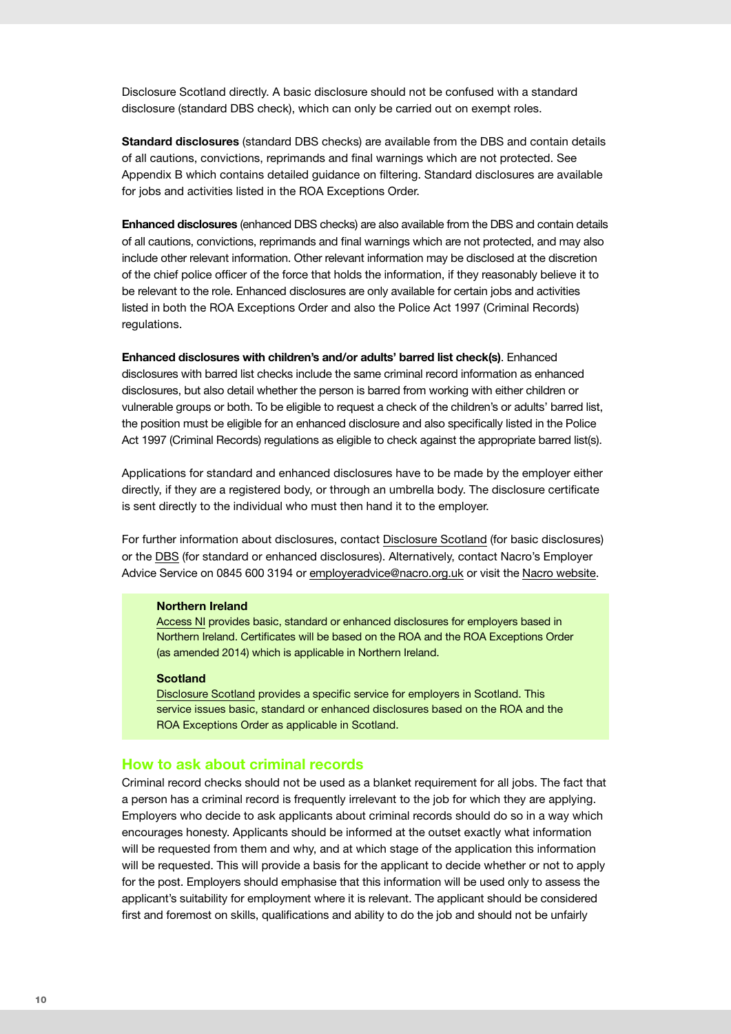Disclosure Scotland directly. A basic disclosure should not be confused with a standard disclosure (standard DBS check), which can only be carried out on exempt roles.

**Standard disclosures** (standard DBS checks) are available from the DBS and contain details of all cautions, convictions, reprimands and final warnings which are not protected. See Appendix B which contains detailed guidance on filtering. Standard disclosures are available for jobs and activities listed in the ROA Exceptions Order.

**Enhanced disclosures** (enhanced DBS checks) are also available from the DBS and contain details of all cautions, convictions, reprimands and final warnings which are not protected, and may also include other relevant information. Other relevant information may be disclosed at the discretion of the chief police officer of the force that holds the information, if they reasonably believe it to be relevant to the role. Enhanced disclosures are only available for certain jobs and activities listed in both the ROA Exceptions Order and also the Police Act 1997 (Criminal Records) regulations.

**Enhanced disclosures with children's and/or adults' barred list check(s)**. Enhanced disclosures with barred list checks include the same criminal record information as enhanced disclosures, but also detail whether the person is barred from working with either children or vulnerable groups or both. To be eligible to request a check of the children's or adults' barred list, the position must be eligible for an enhanced disclosure and also specifically listed in the Police Act 1997 (Criminal Records) regulations as eligible to check against the appropriate barred list(s).

Applications for standard and enhanced disclosures have to be made by the employer either directly, if they are a registered body, or through an umbrella body. The disclosure certificate is sent directly to the individual who must then hand it to the employer.

For further information about disclosures, contact Disclosure Scotland (for basic disclosures) or the DBS (for standard or enhanced disclosures). Alternatively, contact Nacro's Employer Advice Service on 0845 600 3194 or employeradvice@nacro.org.uk or visit the Nacro website.

**Northern Ireland**
Access NI provides basic, standard or enhanced disclosures for employers based in Northern Ireland. Certificates will be based on the ROA and the ROA Exceptions Order (as amended 2014) which is applicable in Northern Ireland.

**Scotland**
Disclosure Scotland provides a specific service for employers in Scotland. This service issues basic, standard or enhanced disclosures based on the ROA and the ROA Exceptions Order as applicable in Scotland.

## How to ask about criminal records

Criminal record checks should not be used as a blanket requirement for all jobs. The fact that a person has a criminal record is frequently irrelevant to the job for which they are applying. Employers who decide to ask applicants about criminal records should do so in a way which encourages honesty. Applicants should be informed at the outset exactly what information will be requested from them and why, and at which stage of the application this information will be requested. This will provide a basis for the applicant to decide whether or not to apply for the post. Employers should emphasise that this information will be used only to assess the applicant's suitability for employment where it is relevant. The applicant should be considered first and foremost on skills, qualifications and ability to do the job and should not be unfairly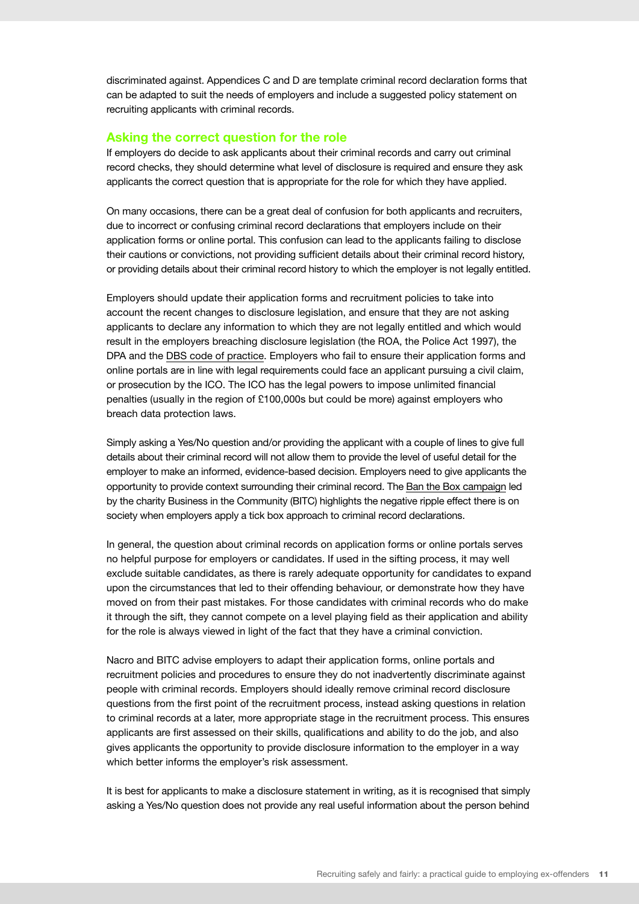discriminated against. Appendices C and D are template criminal record declaration forms that can be adapted to suit the needs of employers and include a suggested policy statement on recruiting applicants with criminal records.

## Asking the correct question for the role

If employers do decide to ask applicants about their criminal records and carry out criminal record checks, they should determine what level of disclosure is required and ensure they ask applicants the correct question that is appropriate for the role for which they have applied.

On many occasions, there can be a great deal of confusion for both applicants and recruiters, due to incorrect or confusing criminal record declarations that employers include on their application forms or online portal. This confusion can lead to the applicants failing to disclose their cautions or convictions, not providing sufficient details about their criminal record history, or providing details about their criminal record history to which the employer is not legally entitled.

Employers should update their application forms and recruitment policies to take into account the recent changes to disclosure legislation, and ensure that they are not asking applicants to declare any information to which they are not legally entitled and which would result in the employers breaching disclosure legislation (the ROA, the Police Act 1997), the DPA and the DBS code of practice. Employers who fail to ensure their application forms and online portals are in line with legal requirements could face an applicant pursuing a civil claim, or prosecution by the ICO. The ICO has the legal powers to impose unlimited financial penalties (usually in the region of £100,000s but could be more) against employers who breach data protection laws.

Simply asking a Yes/No question and/or providing the applicant with a couple of lines to give full details about their criminal record will not allow them to provide the level of useful detail for the employer to make an informed, evidence-based decision. Employers need to give applicants the opportunity to provide context surrounding their criminal record. The Ban the Box campaign led by the charity Business in the Community (BITC) highlights the negative ripple effect there is on society when employers apply a tick box approach to criminal record declarations.

In general, the question about criminal records on application forms or online portals serves no helpful purpose for employers or candidates. If used in the sifting process, it may well exclude suitable candidates, as there is rarely adequate opportunity for candidates to expand upon the circumstances that led to their offending behaviour, or demonstrate how they have moved on from their past mistakes. For those candidates with criminal records who do make it through the sift, they cannot compete on a level playing field as their application and ability for the role is always viewed in light of the fact that they have a criminal conviction.

Nacro and BITC advise employers to adapt their application forms, online portals and recruitment policies and procedures to ensure they do not inadvertently discriminate against people with criminal records. Employers should ideally remove criminal record disclosure questions from the first point of the recruitment process, instead asking questions in relation to criminal records at a later, more appropriate stage in the recruitment process. This ensures applicants are first assessed on their skills, qualifications and ability to do the job, and also gives applicants the opportunity to provide disclosure information to the employer in a way which better informs the employer's risk assessment.

It is best for applicants to make a disclosure statement in writing, as it is recognised that simply asking a Yes/No question does not provide any real useful information about the person behind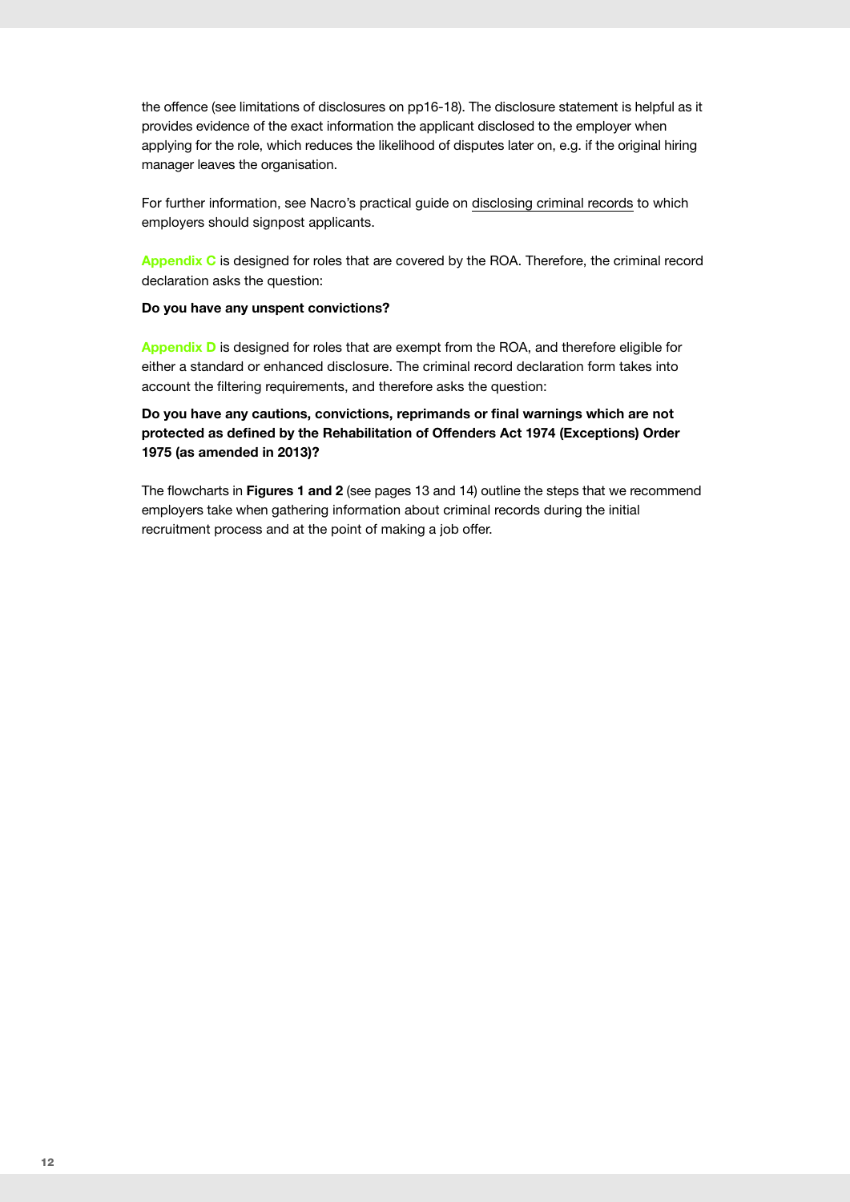the offence (see limitations of disclosures on pp16-18). The disclosure statement is helpful as it provides evidence of the exact information the applicant disclosed to the employer when applying for the role, which reduces the likelihood of disputes later on, e.g. if the original hiring manager leaves the organisation.

For further information, see Nacro's practical guide on disclosing criminal records to which employers should signpost applicants.

**Appendix C** is designed for roles that are covered by the ROA. Therefore, the criminal record declaration asks the question:

**Do you have any unspent convictions?**

**Appendix D** is designed for roles that are exempt from the ROA, and therefore eligible for either a standard or enhanced disclosure. The criminal record declaration form takes into account the filtering requirements, and therefore asks the question:

**Do you have any cautions, convictions, reprimands or final warnings which are not protected as defined by the Rehabilitation of Offenders Act 1974 (Exceptions) Order 1975 (as amended in 2013)?**

The flowcharts in **Figures 1 and 2** (see pages 13 and 14) outline the steps that we recommend employers take when gathering information about criminal records during the initial recruitment process and at the point of making a job offer.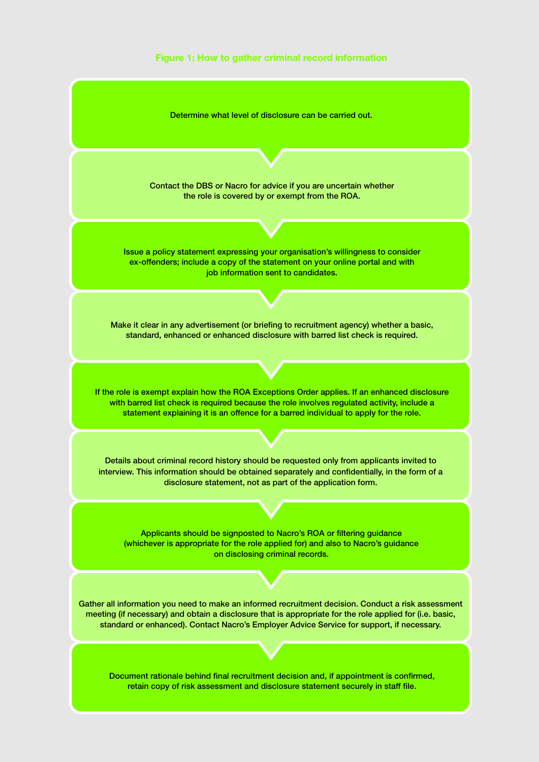**Figure 1: How to gather criminal record information**

Determine what level of disclosure can be carried out.

Contact the DBS or Nacro for advice if you are uncertain whether the role is covered by or exempt from the ROA.

Issue a policy statement expressing your organisation's willingness to consider ex-offenders; include a copy of the statement on your online portal and with job information sent to candidates.

Make it clear in any advertisement (or briefing to recruitment agency) whether a basic, standard, enhanced or enhanced disclosure with barred list check is required.

If the role is exempt explain how the ROA Exceptions Order applies. If an enhanced disclosure with barred list check is required because the role involves regulated activity, include a statement explaining it is an offence for a barred individual to apply for the role.

Details about criminal record history should be requested only from applicants invited to interview. This information should be obtained separately and confidentially, in the form of a disclosure statement, not as part of the application form.

Applicants should be signposted to Nacro's ROA or filtering guidance (whichever is appropriate for the role applied for) and also to Nacro's guidance on disclosing criminal records.

Gather all information you need to make an informed recruitment decision. Conduct a risk assessment meeting (if necessary) and obtain a disclosure that is appropriate for the role applied for (i.e. basic, standard or enhanced). Contact Nacro's Employer Advice Service for support, if necessary.

Document rationale behind final recruitment decision and, if appointment is confirmed, retain copy of risk assessment and disclosure statement securely in staff file.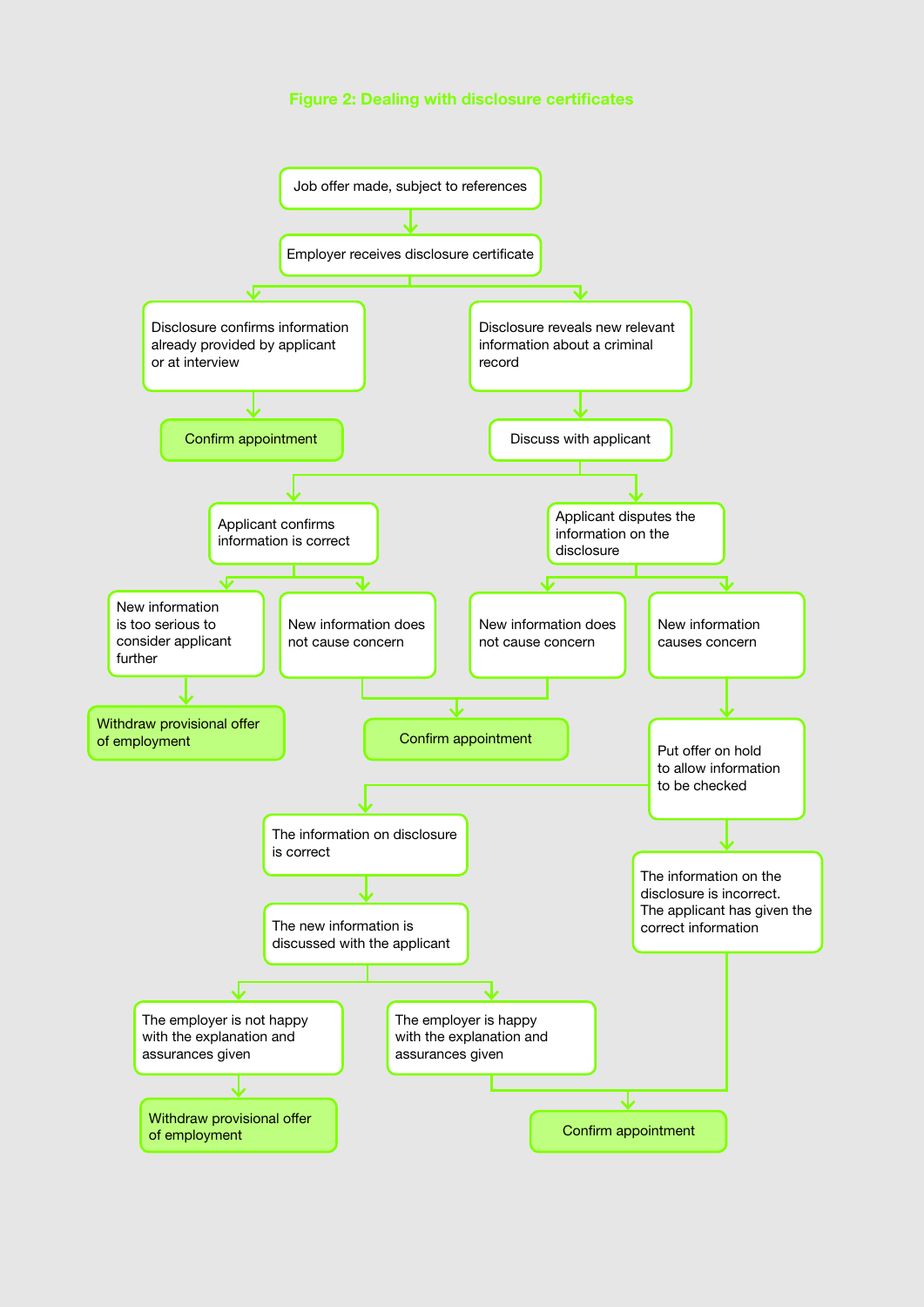**Figure 2: Dealing with disclosure certificates**

- Job offer made, subject to references
  - Employer receives disclosure certificate
    - Disclosure confirms information already provided by applicant or at interview
      - Confirm appointment
    - Disclosure reveals new relevant information about a criminal record
      - Discuss with applicant
        - Applicant confirms information is correct
          - New information is too serious to consider applicant further
            - Withdraw provisional offer of employment
          - New information does not cause concern
            - Confirm appointment
        - Applicant disputes the information on the disclosure
          - New information does not cause concern
            - Confirm appointment
          - New information causes concern
            - Put offer on hold to allow information to be checked
              - The information on disclosure is correct
                - The new information is discussed with the applicant
                  - The employer is not happy with the explanation and assurances given
                    - Withdraw provisional offer of employment
                  - The employer is happy with the explanation and assurances given
                    - Confirm appointment
              - The information on the disclosure is incorrect. The applicant has given the correct information
                - Confirm appointment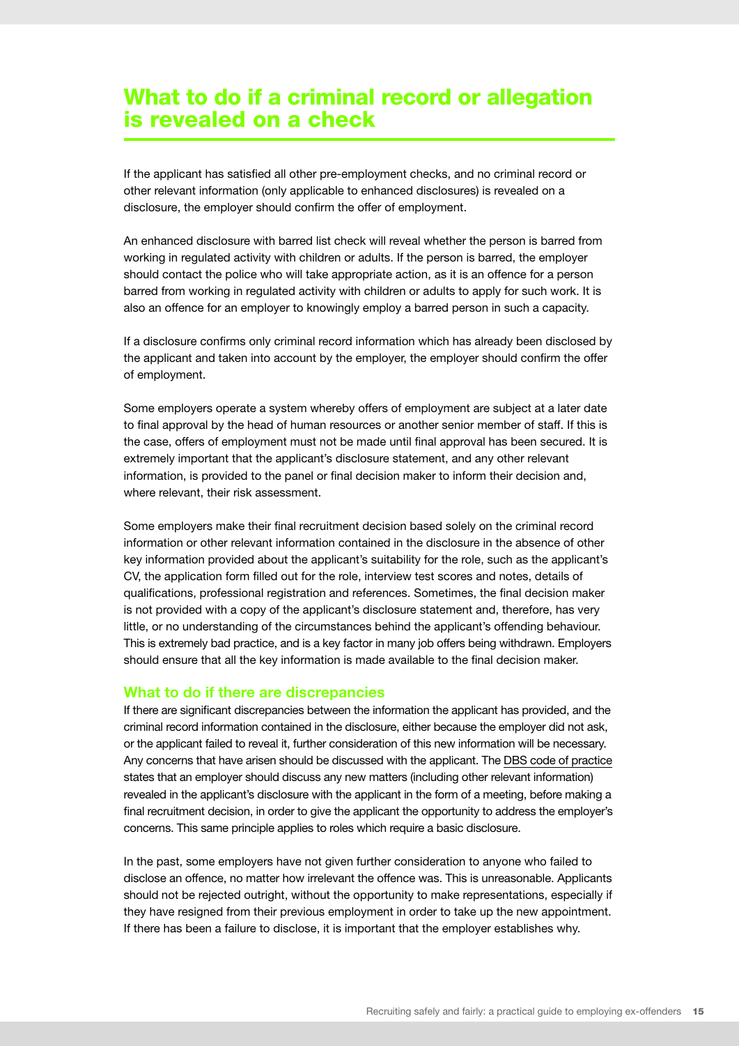# What to do if a criminal record or allegation is revealed on a check

If the applicant has satisfied all other pre-employment checks, and no criminal record or other relevant information (only applicable to enhanced disclosures) is revealed on a disclosure, the employer should confirm the offer of employment.

An enhanced disclosure with barred list check will reveal whether the person is barred from working in regulated activity with children or adults. If the person is barred, the employer should contact the police who will take appropriate action, as it is an offence for a person barred from working in regulated activity with children or adults to apply for such work. It is also an offence for an employer to knowingly employ a barred person in such a capacity.

If a disclosure confirms only criminal record information which has already been disclosed by the applicant and taken into account by the employer, the employer should confirm the offer of employment.

Some employers operate a system whereby offers of employment are subject at a later date to final approval by the head of human resources or another senior member of staff. If this is the case, offers of employment must not be made until final approval has been secured. It is extremely important that the applicant's disclosure statement, and any other relevant information, is provided to the panel or final decision maker to inform their decision and, where relevant, their risk assessment.

Some employers make their final recruitment decision based solely on the criminal record information or other relevant information contained in the disclosure in the absence of other key information provided about the applicant's suitability for the role, such as the applicant's CV, the application form filled out for the role, interview test scores and notes, details of qualifications, professional registration and references. Sometimes, the final decision maker is not provided with a copy of the applicant's disclosure statement and, therefore, has very little, or no understanding of the circumstances behind the applicant's offending behaviour. This is extremely bad practice, and is a key factor in many job offers being withdrawn. Employers should ensure that all the key information is made available to the final decision maker.

## What to do if there are discrepancies

If there are significant discrepancies between the information the applicant has provided, and the criminal record information contained in the disclosure, either because the employer did not ask, or the applicant failed to reveal it, further consideration of this new information will be necessary. Any concerns that have arisen should be discussed with the applicant. The DBS code of practice states that an employer should discuss any new matters (including other relevant information) revealed in the applicant's disclosure with the applicant in the form of a meeting, before making a final recruitment decision, in order to give the applicant the opportunity to address the employer's concerns. This same principle applies to roles which require a basic disclosure.

In the past, some employers have not given further consideration to anyone who failed to disclose an offence, no matter how irrelevant the offence was. This is unreasonable. Applicants should not be rejected outright, without the opportunity to make representations, especially if they have resigned from their previous employment in order to take up the new appointment. If there has been a failure to disclose, it is important that the employer establishes why.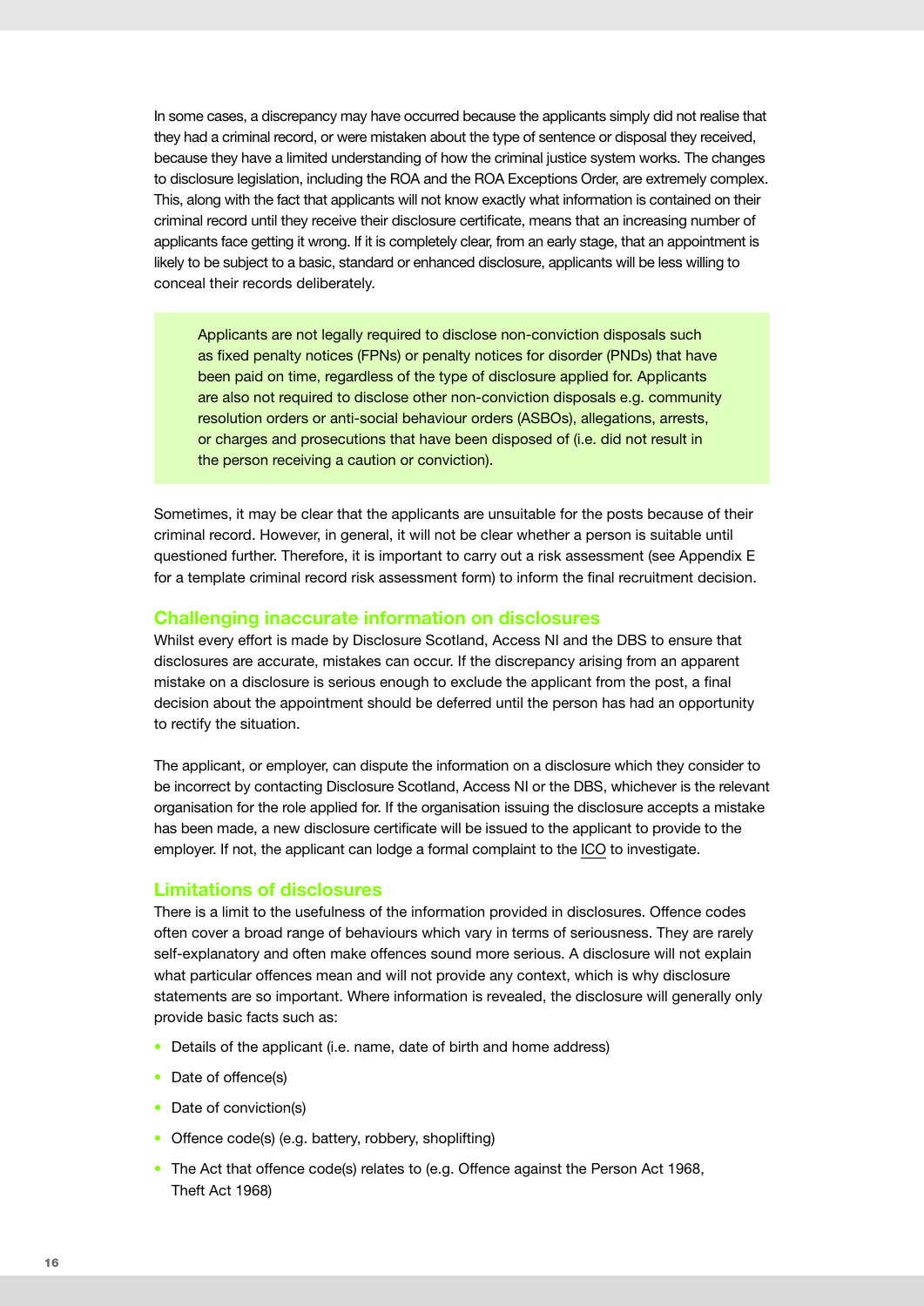In some cases, a discrepancy may have occurred because the applicants simply did not realise that they had a criminal record, or were mistaken about the type of sentence or disposal they received, because they have a limited understanding of how the criminal justice system works. The changes to disclosure legislation, including the ROA and the ROA Exceptions Order, are extremely complex. This, along with the fact that applicants will not know exactly what information is contained on their criminal record until they receive their disclosure certificate, means that an increasing number of applicants face getting it wrong. If it is completely clear, from an early stage, that an appointment is likely to be subject to a basic, standard or enhanced disclosure, applicants will be less willing to conceal their records deliberately.

> Applicants are not legally required to disclose non-conviction disposals such as fixed penalty notices (FPNs) or penalty notices for disorder (PNDs) that have been paid on time, regardless of the type of disclosure applied for. Applicants are also not required to disclose other non-conviction disposals e.g. community resolution orders or anti-social behaviour orders (ASBOs), allegations, arrests, or charges and prosecutions that have been disposed of (i.e. did not result in the person receiving a caution or conviction).

Sometimes, it may be clear that the applicants are unsuitable for the posts because of their criminal record. However, in general, it will not be clear whether a person is suitable until questioned further. Therefore, it is important to carry out a risk assessment (see Appendix E for a template criminal record risk assessment form) to inform the final recruitment decision.

## Challenging inaccurate information on disclosures

Whilst every effort is made by Disclosure Scotland, Access NI and the DBS to ensure that disclosures are accurate, mistakes can occur. If the discrepancy arising from an apparent mistake on a disclosure is serious enough to exclude the applicant from the post, a final decision about the appointment should be deferred until the person has had an opportunity to rectify the situation.

The applicant, or employer, can dispute the information on a disclosure which they consider to be incorrect by contacting Disclosure Scotland, Access NI or the DBS, whichever is the relevant organisation for the role applied for. If the organisation issuing the disclosure accepts a mistake has been made, a new disclosure certificate will be issued to the applicant to provide to the employer. If not, the applicant can lodge a formal complaint to the ICO to investigate.

## Limitations of disclosures

There is a limit to the usefulness of the information provided in disclosures. Offence codes often cover a broad range of behaviours which vary in terms of seriousness. They are rarely self-explanatory and often make offences sound more serious. A disclosure will not explain what particular offences mean and will not provide any context, which is why disclosure statements are so important. Where information is revealed, the disclosure will generally only provide basic facts such as:

- Details of the applicant (i.e. name, date of birth and home address)
- Date of offence(s)
- Date of conviction(s)
- Offence code(s) (e.g. battery, robbery, shoplifting)
- The Act that offence code(s) relates to (e.g. Offence against the Person Act 1968, Theft Act 1968)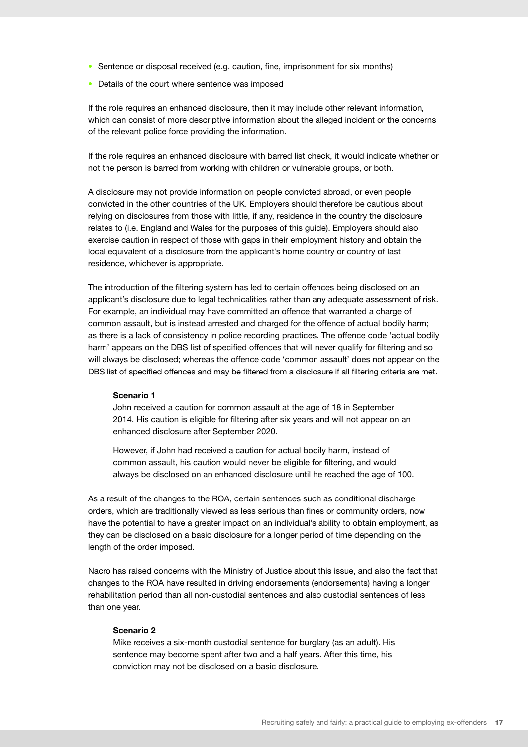- Sentence or disposal received (e.g. caution, fine, imprisonment for six months)
- Details of the court where sentence was imposed

If the role requires an enhanced disclosure, then it may include other relevant information, which can consist of more descriptive information about the alleged incident or the concerns of the relevant police force providing the information.

If the role requires an enhanced disclosure with barred list check, it would indicate whether or not the person is barred from working with children or vulnerable groups, or both.

A disclosure may not provide information on people convicted abroad, or even people convicted in the other countries of the UK. Employers should therefore be cautious about relying on disclosures from those with little, if any, residence in the country the disclosure relates to (i.e. England and Wales for the purposes of this guide). Employers should also exercise caution in respect of those with gaps in their employment history and obtain the local equivalent of a disclosure from the applicant's home country or country of last residence, whichever is appropriate.

The introduction of the filtering system has led to certain offences being disclosed on an applicant's disclosure due to legal technicalities rather than any adequate assessment of risk. For example, an individual may have committed an offence that warranted a charge of common assault, but is instead arrested and charged for the offence of actual bodily harm; as there is a lack of consistency in police recording practices. The offence code 'actual bodily harm' appears on the DBS list of specified offences that will never qualify for filtering and so will always be disclosed; whereas the offence code 'common assault' does not appear on the DBS list of specified offences and may be filtered from a disclosure if all filtering criteria are met.

**Scenario 1**

John received a caution for common assault at the age of 18 in September 2014. His caution is eligible for filtering after six years and will not appear on an enhanced disclosure after September 2020.

However, if John had received a caution for actual bodily harm, instead of common assault, his caution would never be eligible for filtering, and would always be disclosed on an enhanced disclosure until he reached the age of 100.

As a result of the changes to the ROA, certain sentences such as conditional discharge orders, which are traditionally viewed as less serious than fines or community orders, now have the potential to have a greater impact on an individual's ability to obtain employment, as they can be disclosed on a basic disclosure for a longer period of time depending on the length of the order imposed.

Nacro has raised concerns with the Ministry of Justice about this issue, and also the fact that changes to the ROA have resulted in driving endorsements (endorsements) having a longer rehabilitation period than all non-custodial sentences and also custodial sentences of less than one year.

**Scenario 2**

Mike receives a six-month custodial sentence for burglary (as an adult). His sentence may become spent after two and a half years. After this time, his conviction may not be disclosed on a basic disclosure.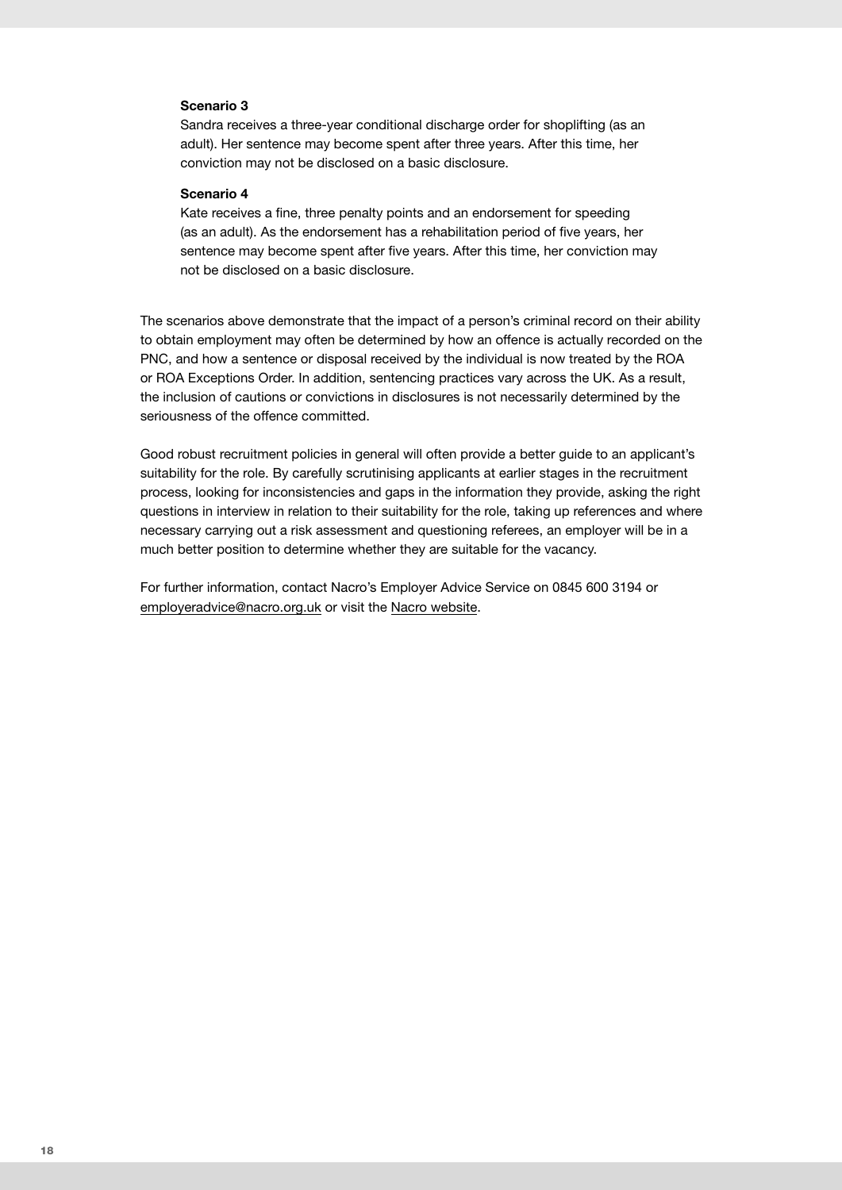**Scenario 3**

Sandra receives a three-year conditional discharge order for shoplifting (as an adult). Her sentence may become spent after three years. After this time, her conviction may not be disclosed on a basic disclosure.

**Scenario 4**

Kate receives a fine, three penalty points and an endorsement for speeding (as an adult). As the endorsement has a rehabilitation period of five years, her sentence may become spent after five years. After this time, her conviction may not be disclosed on a basic disclosure.

The scenarios above demonstrate that the impact of a person's criminal record on their ability to obtain employment may often be determined by how an offence is actually recorded on the PNC, and how a sentence or disposal received by the individual is now treated by the ROA or ROA Exceptions Order. In addition, sentencing practices vary across the UK. As a result, the inclusion of cautions or convictions in disclosures is not necessarily determined by the seriousness of the offence committed.

Good robust recruitment policies in general will often provide a better guide to an applicant's suitability for the role. By carefully scrutinising applicants at earlier stages in the recruitment process, looking for inconsistencies and gaps in the information they provide, asking the right questions in interview in relation to their suitability for the role, taking up references and where necessary carrying out a risk assessment and questioning referees, an employer will be in a much better position to determine whether they are suitable for the vacancy.

For further information, contact Nacro's Employer Advice Service on 0845 600 3194 or employeradvice@nacro.org.uk or visit the Nacro website.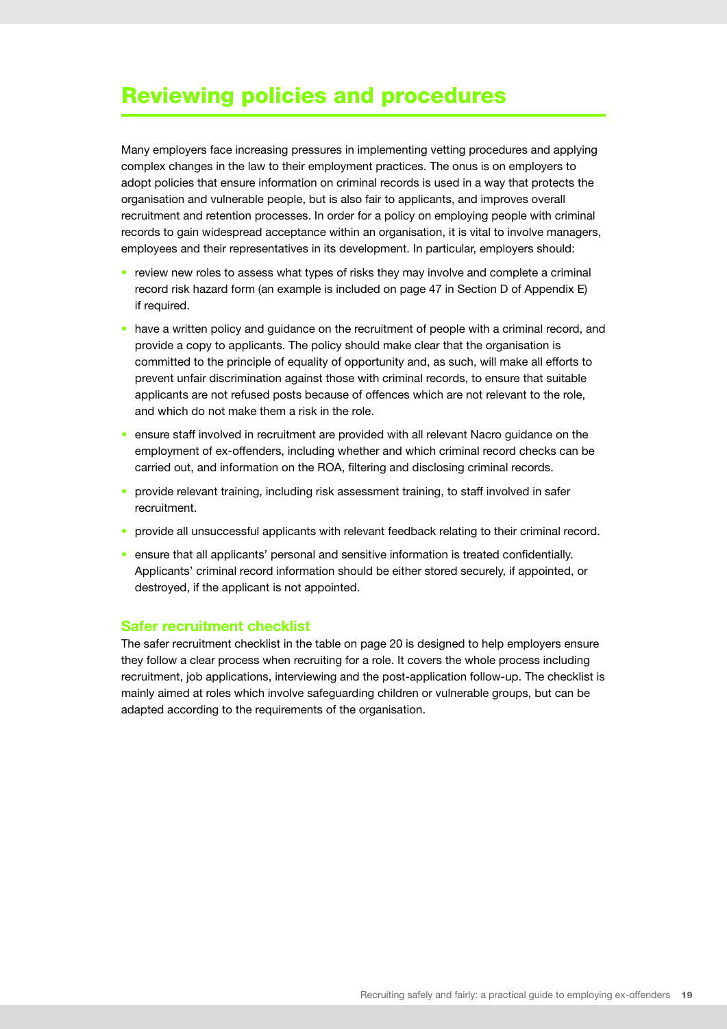# Reviewing policies and procedures

Many employers face increasing pressures in implementing vetting procedures and applying complex changes in the law to their employment practices. The onus is on employers to adopt policies that ensure information on criminal records is used in a way that protects the organisation and vulnerable people, but is also fair to applicants, and improves overall recruitment and retention processes. In order for a policy on employing people with criminal records to gain widespread acceptance within an organisation, it is vital to involve managers, employees and their representatives in its development. In particular, employers should:

- review new roles to assess what types of risks they may involve and complete a criminal record risk hazard form (an example is included on page 47 in Section D of Appendix E) if required.
- have a written policy and guidance on the recruitment of people with a criminal record, and provide a copy to applicants. The policy should make clear that the organisation is committed to the principle of equality of opportunity and, as such, will make all efforts to prevent unfair discrimination against those with criminal records, to ensure that suitable applicants are not refused posts because of offences which are not relevant to the role, and which do not make them a risk in the role.
- ensure staff involved in recruitment are provided with all relevant Nacro guidance on the employment of ex-offenders, including whether and which criminal record checks can be carried out, and information on the ROA, filtering and disclosing criminal records.
- provide relevant training, including risk assessment training, to staff involved in safer recruitment.
- provide all unsuccessful applicants with relevant feedback relating to their criminal record.
- ensure that all applicants' personal and sensitive information is treated confidentially. Applicants' criminal record information should be either stored securely, if appointed, or destroyed, if the applicant is not appointed.

## Safer recruitment checklist

The safer recruitment checklist in the table on page 20 is designed to help employers ensure they follow a clear process when recruiting for a role. It covers the whole process including recruitment, job applications, interviewing and the post-application follow-up. The checklist is mainly aimed at roles which involve safeguarding children or vulnerable groups, but can be adapted according to the requirements of the organisation.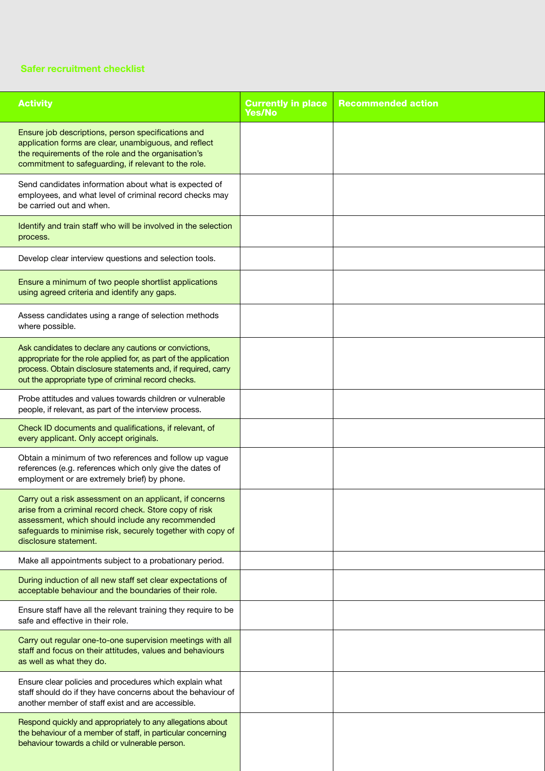## Safer recruitment checklist

| Activity | Currently in place Yes/No | Recommended action |
|---|---|---|
| Ensure job descriptions, person specifications and application forms are clear, unambiguous, and reflect the requirements of the role and the organisation's commitment to safeguarding, if relevant to the role. | | |
| Send candidates information about what is expected of employees, and what level of criminal record checks may be carried out and when. | | |
| Identify and train staff who will be involved in the selection process. | | |
| Develop clear interview questions and selection tools. | | |
| Ensure a minimum of two people shortlist applications using agreed criteria and identify any gaps. | | |
| Assess candidates using a range of selection methods where possible. | | |
| Ask candidates to declare any cautions or convictions, appropriate for the role applied for, as part of the application process. Obtain disclosure statements and, if required, carry out the appropriate type of criminal record checks. | | |
| Probe attitudes and values towards children or vulnerable people, if relevant, as part of the interview process. | | |
| Check ID documents and qualifications, if relevant, of every applicant. Only accept originals. | | |
| Obtain a minimum of two references and follow up vague references (e.g. references which only give the dates of employment or are extremely brief) by phone. | | |
| Carry out a risk assessment on an applicant, if concerns arise from a criminal record check. Store copy of risk assessment, which should include any recommended safeguards to minimise risk, securely together with copy of disclosure statement. | | |
| Make all appointments subject to a probationary period. | | |
| During induction of all new staff set clear expectations of acceptable behaviour and the boundaries of their role. | | |
| Ensure staff have all the relevant training they require to be safe and effective in their role. | | |
| Carry out regular one-to-one supervision meetings with all staff and focus on their attitudes, values and behaviours as well as what they do. | | |
| Ensure clear policies and procedures which explain what staff should do if they have concerns about the behaviour of another member of staff exist and are accessible. | | |
| Respond quickly and appropriately to any allegations about the behaviour of a member of staff, in particular concerning behaviour towards a child or vulnerable person. | | |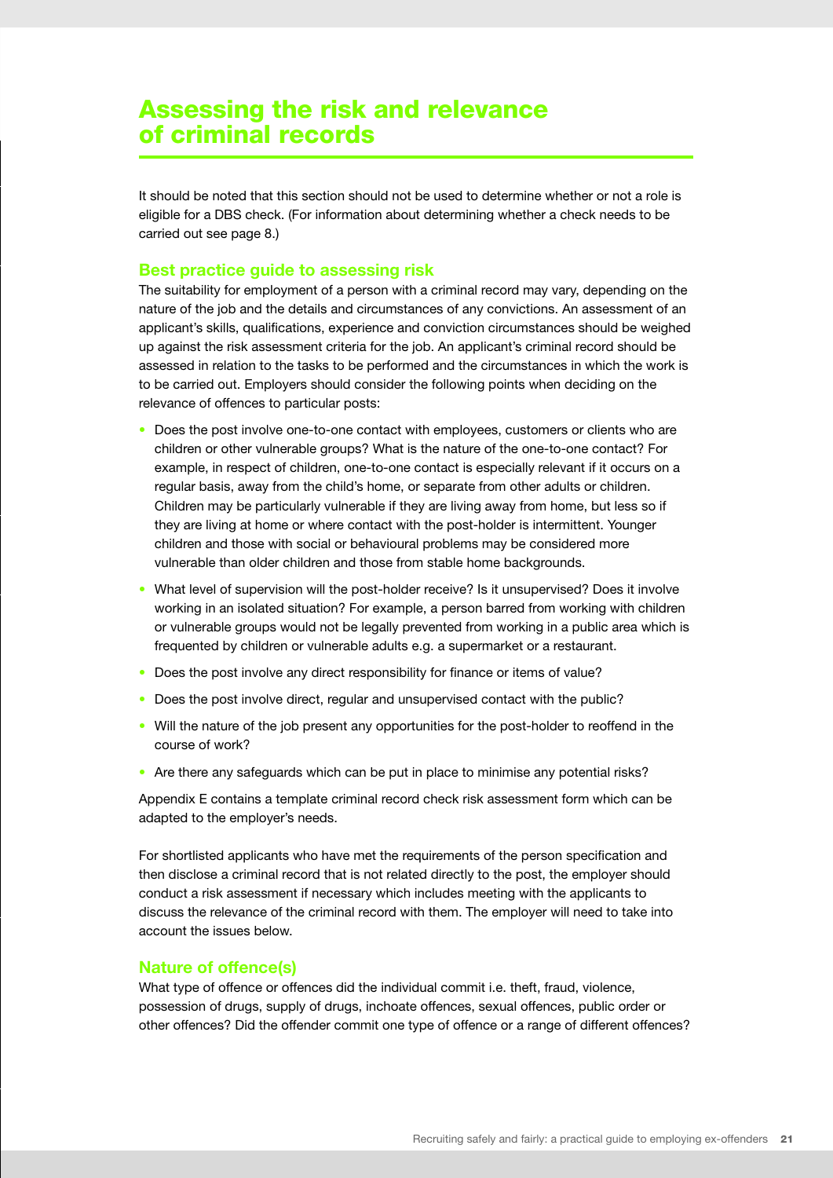# Assessing the risk and relevance of criminal records

It should be noted that this section should not be used to determine whether or not a role is eligible for a DBS check. (For information about determining whether a check needs to be carried out see page 8.)

## Best practice guide to assessing risk

The suitability for employment of a person with a criminal record may vary, depending on the nature of the job and the details and circumstances of any convictions. An assessment of an applicant's skills, qualifications, experience and conviction circumstances should be weighed up against the risk assessment criteria for the job. An applicant's criminal record should be assessed in relation to the tasks to be performed and the circumstances in which the work is to be carried out. Employers should consider the following points when deciding on the relevance of offences to particular posts:

- Does the post involve one-to-one contact with employees, customers or clients who are children or other vulnerable groups? What is the nature of the one-to-one contact? For example, in respect of children, one-to-one contact is especially relevant if it occurs on a regular basis, away from the child's home, or separate from other adults or children. Children may be particularly vulnerable if they are living away from home, but less so if they are living at home or where contact with the post-holder is intermittent. Younger children and those with social or behavioural problems may be considered more vulnerable than older children and those from stable home backgrounds.
- What level of supervision will the post-holder receive? Is it unsupervised? Does it involve working in an isolated situation? For example, a person barred from working with children or vulnerable groups would not be legally prevented from working in a public area which is frequented by children or vulnerable adults e.g. a supermarket or a restaurant.
- Does the post involve any direct responsibility for finance or items of value?
- Does the post involve direct, regular and unsupervised contact with the public?
- Will the nature of the job present any opportunities for the post-holder to reoffend in the course of work?
- Are there any safeguards which can be put in place to minimise any potential risks?

Appendix E contains a template criminal record check risk assessment form which can be adapted to the employer's needs.

For shortlisted applicants who have met the requirements of the person specification and then disclose a criminal record that is not related directly to the post, the employer should conduct a risk assessment if necessary which includes meeting with the applicants to discuss the relevance of the criminal record with them. The employer will need to take into account the issues below.

## Nature of offence(s)

What type of offence or offences did the individual commit i.e. theft, fraud, violence, possession of drugs, supply of drugs, inchoate offences, sexual offences, public order or other offences? Did the offender commit one type of offence or a range of different offences?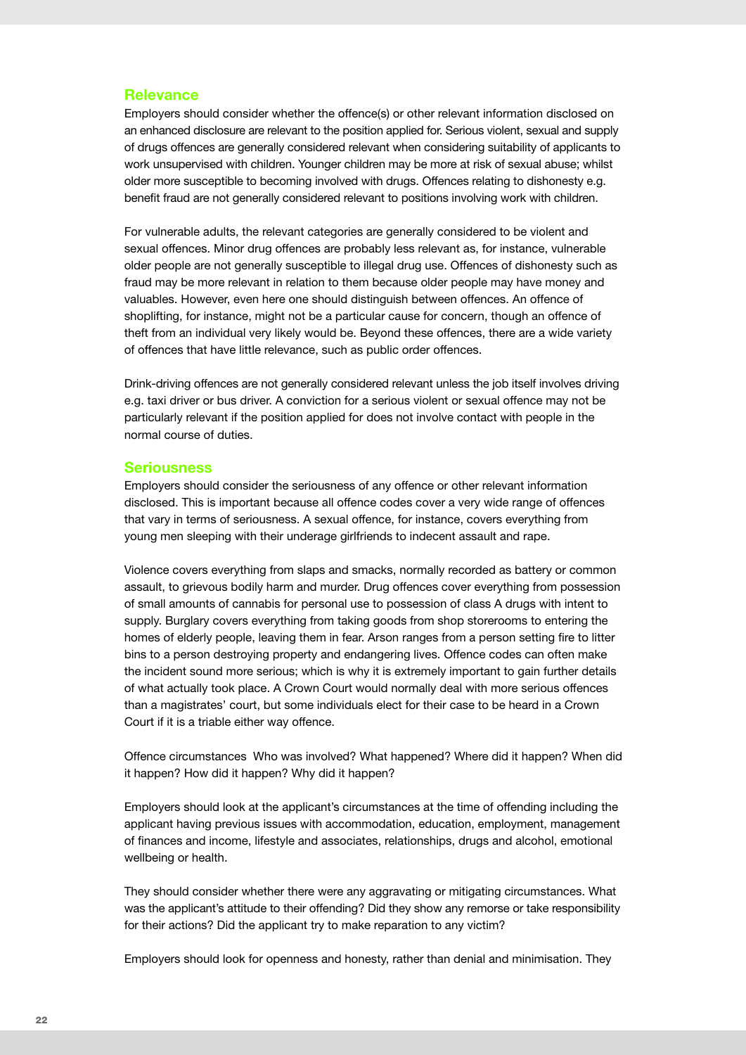## Relevance

Employers should consider whether the offence(s) or other relevant information disclosed on an enhanced disclosure are relevant to the position applied for. Serious violent, sexual and supply of drugs offences are generally considered relevant when considering suitability of applicants to work unsupervised with children. Younger children may be more at risk of sexual abuse; whilst older more susceptible to becoming involved with drugs. Offences relating to dishonesty e.g. benefit fraud are not generally considered relevant to positions involving work with children.

For vulnerable adults, the relevant categories are generally considered to be violent and sexual offences. Minor drug offences are probably less relevant as, for instance, vulnerable older people are not generally susceptible to illegal drug use. Offences of dishonesty such as fraud may be more relevant in relation to them because older people may have money and valuables. However, even here one should distinguish between offences. An offence of shoplifting, for instance, might not be a particular cause for concern, though an offence of theft from an individual very likely would be. Beyond these offences, there are a wide variety of offences that have little relevance, such as public order offences.

Drink-driving offences are not generally considered relevant unless the job itself involves driving e.g. taxi driver or bus driver. A conviction for a serious violent or sexual offence may not be particularly relevant if the position applied for does not involve contact with people in the normal course of duties.

## Seriousness

Employers should consider the seriousness of any offence or other relevant information disclosed. This is important because all offence codes cover a very wide range of offences that vary in terms of seriousness. A sexual offence, for instance, covers everything from young men sleeping with their underage girlfriends to indecent assault and rape.

Violence covers everything from slaps and smacks, normally recorded as battery or common assault, to grievous bodily harm and murder. Drug offences cover everything from possession of small amounts of cannabis for personal use to possession of class A drugs with intent to supply. Burglary covers everything from taking goods from shop storerooms to entering the homes of elderly people, leaving them in fear. Arson ranges from a person setting fire to litter bins to a person destroying property and endangering lives. Offence codes can often make the incident sound more serious; which is why it is extremely important to gain further details of what actually took place. A Crown Court would normally deal with more serious offences than a magistrates' court, but some individuals elect for their case to be heard in a Crown Court if it is a triable either way offence.

Offence circumstances  Who was involved? What happened? Where did it happen? When did it happen? How did it happen? Why did it happen?

Employers should look at the applicant's circumstances at the time of offending including the applicant having previous issues with accommodation, education, employment, management of finances and income, lifestyle and associates, relationships, drugs and alcohol, emotional wellbeing or health.

They should consider whether there were any aggravating or mitigating circumstances. What was the applicant's attitude to their offending? Did they show any remorse or take responsibility for their actions? Did the applicant try to make reparation to any victim?

Employers should look for openness and honesty, rather than denial and minimisation. They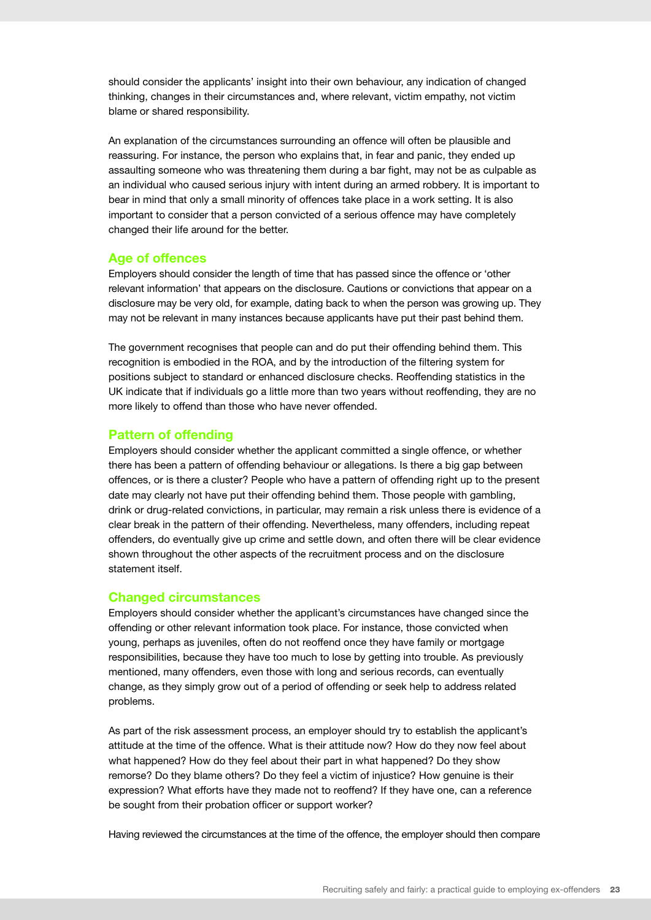should consider the applicants' insight into their own behaviour, any indication of changed thinking, changes in their circumstances and, where relevant, victim empathy, not victim blame or shared responsibility.

An explanation of the circumstances surrounding an offence will often be plausible and reassuring. For instance, the person who explains that, in fear and panic, they ended up assaulting someone who was threatening them during a bar fight, may not be as culpable as an individual who caused serious injury with intent during an armed robbery. It is important to bear in mind that only a small minority of offences take place in a work setting. It is also important to consider that a person convicted of a serious offence may have completely changed their life around for the better.

## Age of offences

Employers should consider the length of time that has passed since the offence or 'other relevant information' that appears on the disclosure. Cautions or convictions that appear on a disclosure may be very old, for example, dating back to when the person was growing up. They may not be relevant in many instances because applicants have put their past behind them.

The government recognises that people can and do put their offending behind them. This recognition is embodied in the ROA, and by the introduction of the filtering system for positions subject to standard or enhanced disclosure checks. Reoffending statistics in the UK indicate that if individuals go a little more than two years without reoffending, they are no more likely to offend than those who have never offended.

## Pattern of offending

Employers should consider whether the applicant committed a single offence, or whether there has been a pattern of offending behaviour or allegations. Is there a big gap between offences, or is there a cluster? People who have a pattern of offending right up to the present date may clearly not have put their offending behind them. Those people with gambling, drink or drug-related convictions, in particular, may remain a risk unless there is evidence of a clear break in the pattern of their offending. Nevertheless, many offenders, including repeat offenders, do eventually give up crime and settle down, and often there will be clear evidence shown throughout the other aspects of the recruitment process and on the disclosure statement itself.

## Changed circumstances

Employers should consider whether the applicant's circumstances have changed since the offending or other relevant information took place. For instance, those convicted when young, perhaps as juveniles, often do not reoffend once they have family or mortgage responsibilities, because they have too much to lose by getting into trouble. As previously mentioned, many offenders, even those with long and serious records, can eventually change, as they simply grow out of a period of offending or seek help to address related problems.

As part of the risk assessment process, an employer should try to establish the applicant's attitude at the time of the offence. What is their attitude now? How do they now feel about what happened? How do they feel about their part in what happened? Do they show remorse? Do they blame others? Do they feel a victim of injustice? How genuine is their expression? What efforts have they made not to reoffend? If they have one, can a reference be sought from their probation officer or support worker?

Having reviewed the circumstances at the time of the offence, the employer should then compare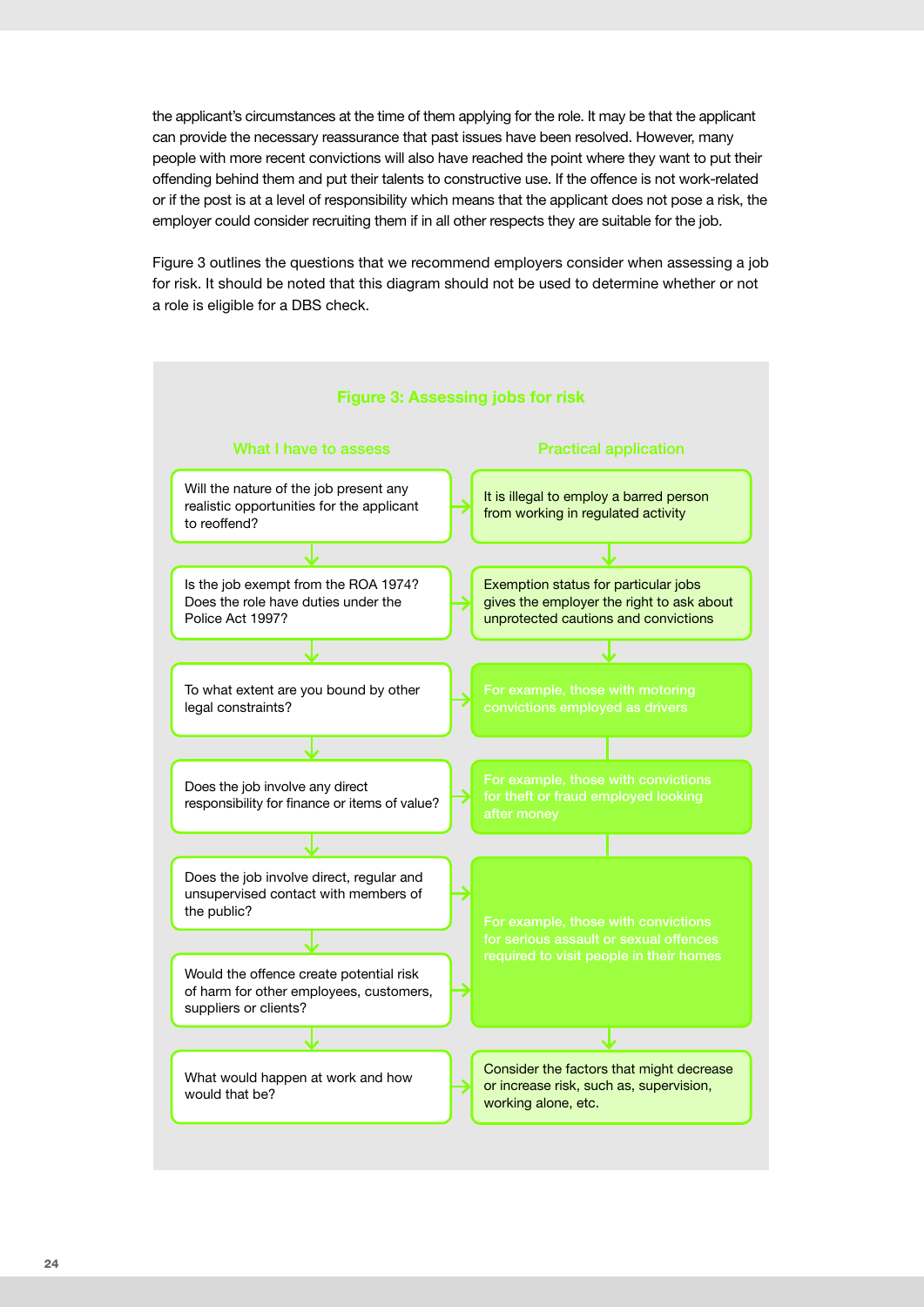the applicant's circumstances at the time of them applying for the role. It may be that the applicant can provide the necessary reassurance that past issues have been resolved. However, many people with more recent convictions will also have reached the point where they want to put their offending behind them and put their talents to constructive use. If the offence is not work-related or if the post is at a level of responsibility which means that the applicant does not pose a risk, the employer could consider recruiting them if in all other respects they are suitable for the job.

Figure 3 outlines the questions that we recommend employers consider when assessing a job for risk. It should be noted that this diagram should not be used to determine whether or not a role is eligible for a DBS check.

**Figure 3: Assessing jobs for risk**

| What I have to assess | Practical application |
| --- | --- |
| Will the nature of the job present any realistic opportunities for the applicant to reoffend? | It is illegal to employ a barred person from working in regulated activity |
| Is the job exempt from the ROA 1974? Does the role have duties under the Police Act 1997? | Exemption status for particular jobs gives the employer the right to ask about unprotected cautions and convictions |
| To what extent are you bound by other legal constraints? | For example, those with motoring convictions employed as drivers |
| Does the job involve any direct responsibility for finance or items of value? | For example, those with convictions for theft or fraud employed looking after money |
| Does the job involve direct, regular and unsupervised contact with members of the public? | For example, those with convictions for serious assault or sexual offences required to visit people in their homes |
| Would the offence create potential risk of harm for other employees, customers, suppliers or clients? | |
| What would happen at work and how would that be? | Consider the factors that might decrease or increase risk, such as, supervision, working alone, etc. |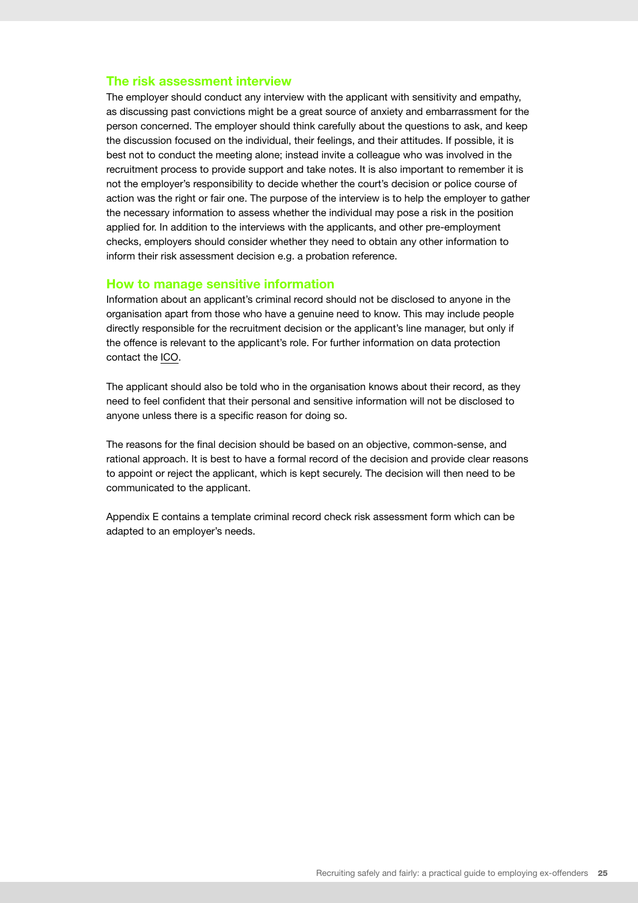## The risk assessment interview

The employer should conduct any interview with the applicant with sensitivity and empathy, as discussing past convictions might be a great source of anxiety and embarrassment for the person concerned. The employer should think carefully about the questions to ask, and keep the discussion focused on the individual, their feelings, and their attitudes. If possible, it is best not to conduct the meeting alone; instead invite a colleague who was involved in the recruitment process to provide support and take notes. It is also important to remember it is not the employer's responsibility to decide whether the court's decision or police course of action was the right or fair one. The purpose of the interview is to help the employer to gather the necessary information to assess whether the individual may pose a risk in the position applied for. In addition to the interviews with the applicants, and other pre-employment checks, employers should consider whether they need to obtain any other information to inform their risk assessment decision e.g. a probation reference.

## How to manage sensitive information

Information about an applicant's criminal record should not be disclosed to anyone in the organisation apart from those who have a genuine need to know. This may include people directly responsible for the recruitment decision or the applicant's line manager, but only if the offence is relevant to the applicant's role. For further information on data protection contact the ICO.

The applicant should also be told who in the organisation knows about their record, as they need to feel confident that their personal and sensitive information will not be disclosed to anyone unless there is a specific reason for doing so.

The reasons for the final decision should be based on an objective, common-sense, and rational approach. It is best to have a formal record of the decision and provide clear reasons to appoint or reject the applicant, which is kept securely. The decision will then need to be communicated to the applicant.

Appendix E contains a template criminal record check risk assessment form which can be adapted to an employer's needs.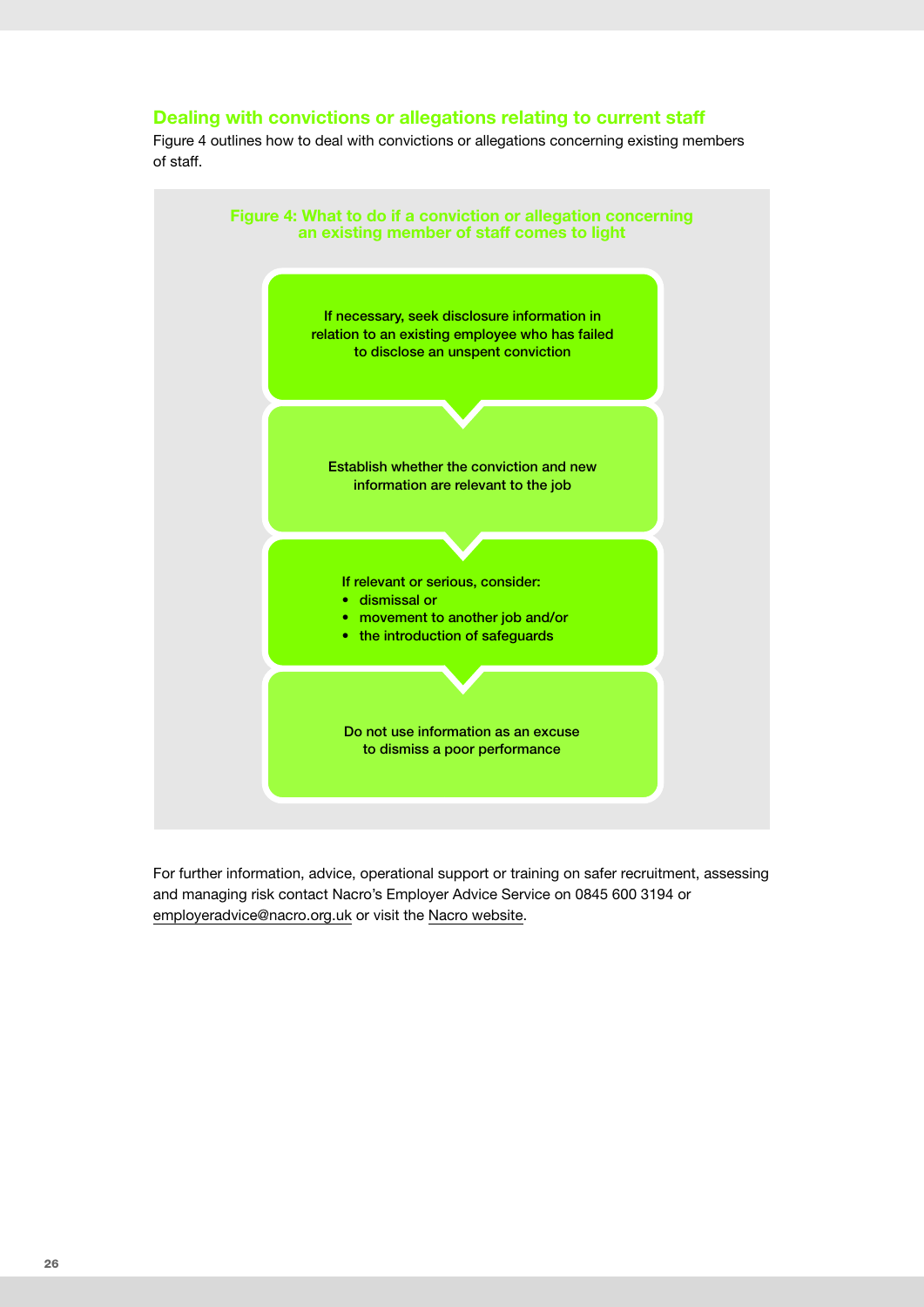## Dealing with convictions or allegations relating to current staff

Figure 4 outlines how to deal with convictions or allegations concerning existing members of staff.

**Figure 4: What to do if a conviction or allegation concerning an existing member of staff comes to light**

If necessary, seek disclosure information in relation to an existing employee who has failed to disclose an unspent conviction

Establish whether the conviction and new information are relevant to the job

If relevant or serious, consider:

- dismissal or
- movement to another job and/or
- the introduction of safeguards

Do not use information as an excuse to dismiss a poor performance

For further information, advice, operational support or training on safer recruitment, assessing and managing risk contact Nacro's Employer Advice Service on 0845 600 3194 or employeradvice@nacro.org.uk or visit the Nacro website.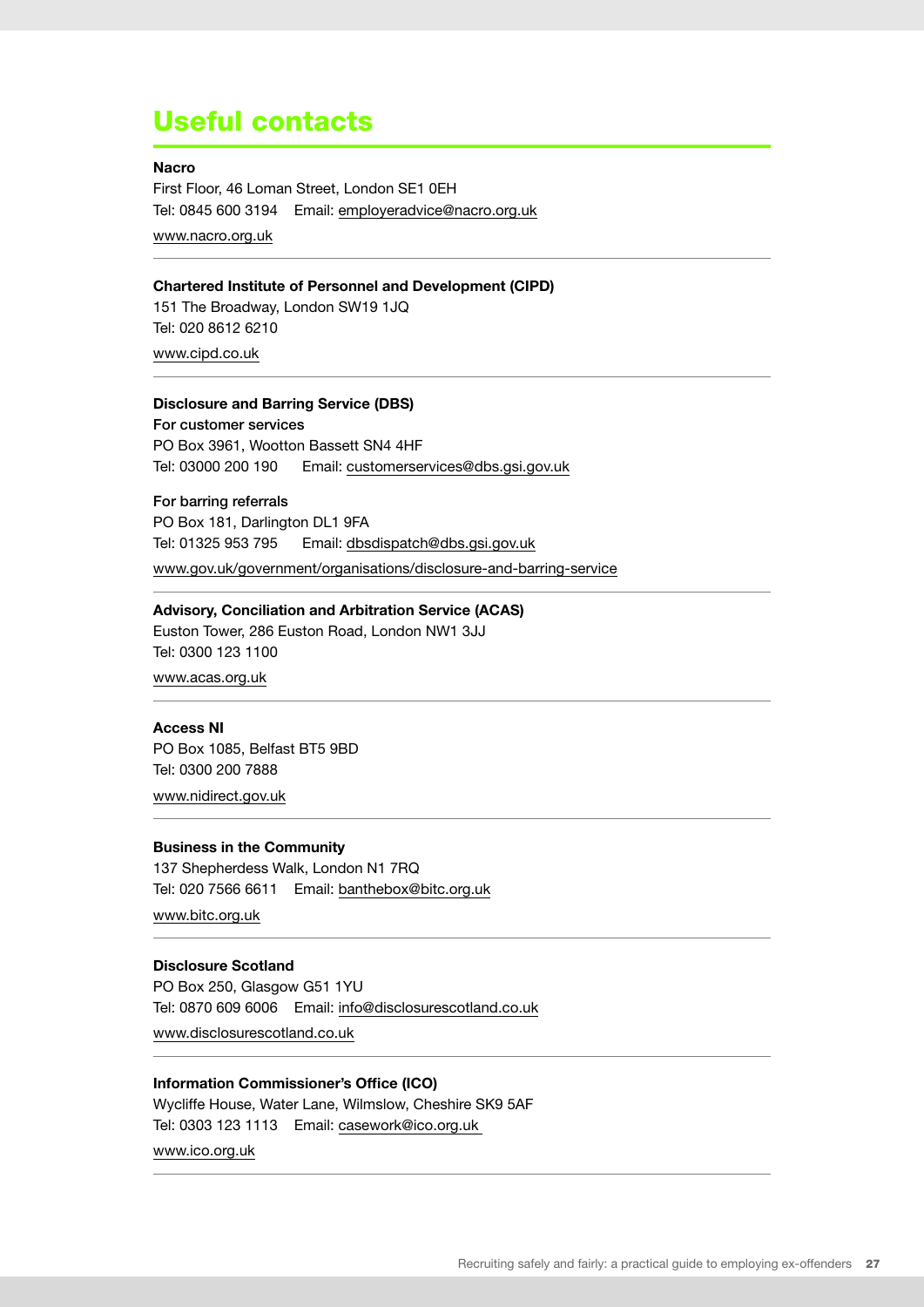# Useful contacts

**Nacro**
First Floor, 46 Loman Street, London SE1 0EH
Tel: 0845 600 3194 Email: employeradvice@nacro.org.uk
www.nacro.org.uk

---

**Chartered Institute of Personnel and Development (CIPD)**
151 The Broadway, London SW19 1JQ
Tel: 020 8612 6210
www.cipd.co.uk

---

**Disclosure and Barring Service (DBS)**

**For customer services**
PO Box 3961, Wootton Bassett SN4 4HF
Tel: 03000 200 190 Email: customerservices@dbs.gsi.gov.uk

**For barring referrals**
PO Box 181, Darlington DL1 9FA
Tel: 01325 953 795 Email: dbsdispatch@dbs.gsi.gov.uk
www.gov.uk/government/organisations/disclosure-and-barring-service

---

**Advisory, Conciliation and Arbitration Service (ACAS)**
Euston Tower, 286 Euston Road, London NW1 3JJ
Tel: 0300 123 1100
www.acas.org.uk

---

**Access NI**
PO Box 1085, Belfast BT5 9BD
Tel: 0300 200 7888
www.nidirect.gov.uk

---

**Business in the Community**
137 Shepherdess Walk, London N1 7RQ
Tel: 020 7566 6611 Email: banthebox@bitc.org.uk
www.bitc.org.uk

---

**Disclosure Scotland**
PO Box 250, Glasgow G51 1YU
Tel: 0870 609 6006 Email: info@disclosurescotland.co.uk
www.disclosurescotland.co.uk

---

**Information Commissioner's Office (ICO)**
Wycliffe House, Water Lane, Wilmslow, Cheshire SK9 5AF
Tel: 0303 123 1113 Email: casework@ico.org.uk
www.ico.org.uk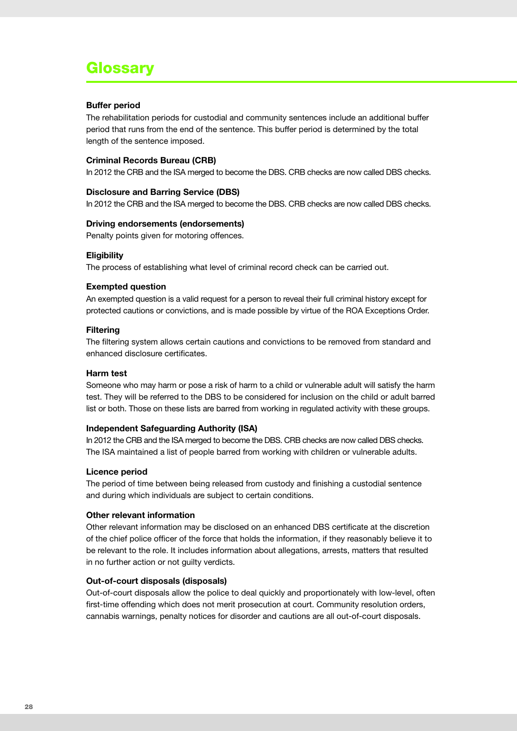# Glossary

**Buffer period**

The rehabilitation periods for custodial and community sentences include an additional buffer period that runs from the end of the sentence. This buffer period is determined by the total length of the sentence imposed.

**Criminal Records Bureau (CRB)**

In 2012 the CRB and the ISA merged to become the DBS. CRB checks are now called DBS checks.

**Disclosure and Barring Service (DBS)**

In 2012 the CRB and the ISA merged to become the DBS. CRB checks are now called DBS checks.

**Driving endorsements (endorsements)**

Penalty points given for motoring offences.

**Eligibility**

The process of establishing what level of criminal record check can be carried out.

**Exempted question**

An exempted question is a valid request for a person to reveal their full criminal history except for protected cautions or convictions, and is made possible by virtue of the ROA Exceptions Order.

**Filtering**

The filtering system allows certain cautions and convictions to be removed from standard and enhanced disclosure certificates.

**Harm test**

Someone who may harm or pose a risk of harm to a child or vulnerable adult will satisfy the harm test. They will be referred to the DBS to be considered for inclusion on the child or adult barred list or both. Those on these lists are barred from working in regulated activity with these groups.

**Independent Safeguarding Authority (ISA)**

In 2012 the CRB and the ISA merged to become the DBS. CRB checks are now called DBS checks. The ISA maintained a list of people barred from working with children or vulnerable adults.

**Licence period**

The period of time between being released from custody and finishing a custodial sentence and during which individuals are subject to certain conditions.

**Other relevant information**

Other relevant information may be disclosed on an enhanced DBS certificate at the discretion of the chief police officer of the force that holds the information, if they reasonably believe it to be relevant to the role. It includes information about allegations, arrests, matters that resulted in no further action or not guilty verdicts.

**Out-of-court disposals (disposals)**

Out-of-court disposals allow the police to deal quickly and proportionately with low-level, often first-time offending which does not merit prosecution at court. Community resolution orders, cannabis warnings, penalty notices for disorder and cautions are all out-of-court disposals.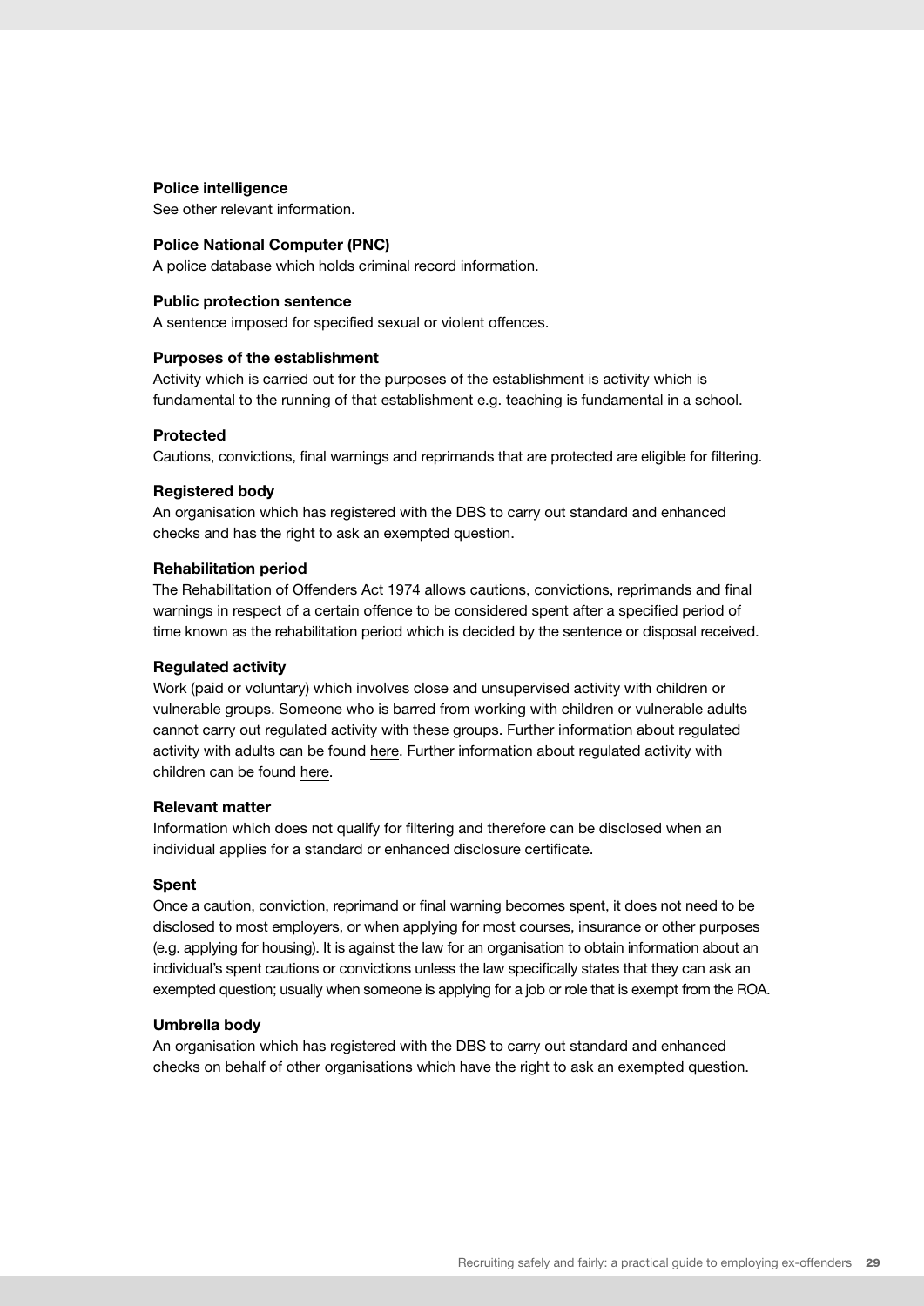**Police intelligence**

See other relevant information.

**Police National Computer (PNC)**

A police database which holds criminal record information.

**Public protection sentence**

A sentence imposed for specified sexual or violent offences.

**Purposes of the establishment**

Activity which is carried out for the purposes of the establishment is activity which is fundamental to the running of that establishment e.g. teaching is fundamental in a school.

**Protected**

Cautions, convictions, final warnings and reprimands that are protected are eligible for filtering.

**Registered body**

An organisation which has registered with the DBS to carry out standard and enhanced checks and has the right to ask an exempted question.

**Rehabilitation period**

The Rehabilitation of Offenders Act 1974 allows cautions, convictions, reprimands and final warnings in respect of a certain offence to be considered spent after a specified period of time known as the rehabilitation period which is decided by the sentence or disposal received.

**Regulated activity**

Work (paid or voluntary) which involves close and unsupervised activity with children or vulnerable groups. Someone who is barred from working with children or vulnerable adults cannot carry out regulated activity with these groups. Further information about regulated activity with adults can be found here. Further information about regulated activity with children can be found here.

**Relevant matter**

Information which does not qualify for filtering and therefore can be disclosed when an individual applies for a standard or enhanced disclosure certificate.

**Spent**

Once a caution, conviction, reprimand or final warning becomes spent, it does not need to be disclosed to most employers, or when applying for most courses, insurance or other purposes (e.g. applying for housing). It is against the law for an organisation to obtain information about an individual's spent cautions or convictions unless the law specifically states that they can ask an exempted question; usually when someone is applying for a job or role that is exempt from the ROA.

**Umbrella body**

An organisation which has registered with the DBS to carry out standard and enhanced checks on behalf of other organisations which have the right to ask an exempted question.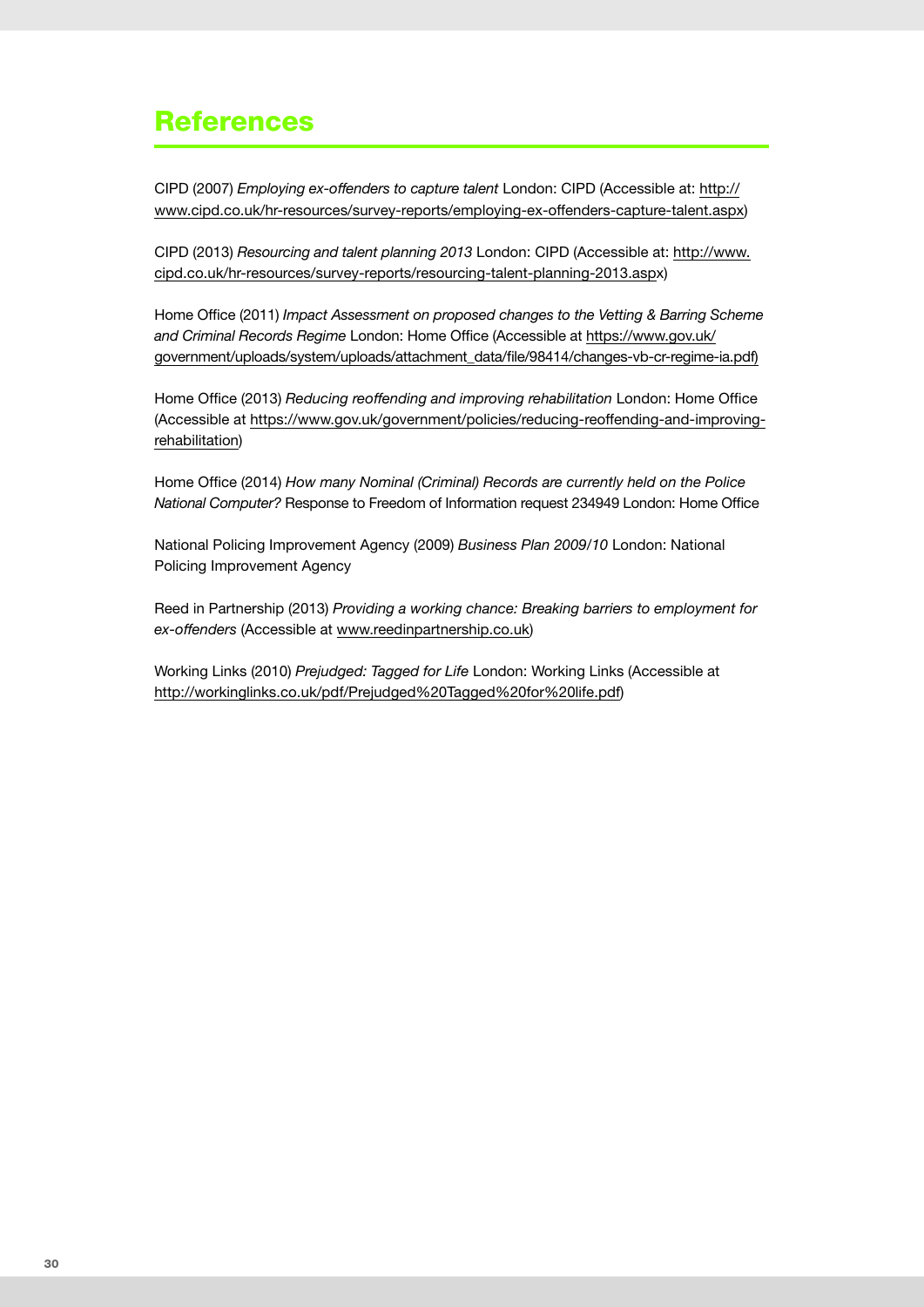# References

CIPD (2007) *Employing ex-offenders to capture talent* London: CIPD (Accessible at: http://www.cipd.co.uk/hr-resources/survey-reports/employing-ex-offenders-capture-talent.aspx)

CIPD (2013) *Resourcing and talent planning 2013* London: CIPD (Accessible at: http://www.cipd.co.uk/hr-resources/survey-reports/resourcing-talent-planning-2013.aspx)

Home Office (2011) *Impact Assessment on proposed changes to the Vetting & Barring Scheme and Criminal Records Regime* London: Home Office (Accessible at https://www.gov.uk/government/uploads/system/uploads/attachment_data/file/98414/changes-vb-cr-regime-ia.pdf)

Home Office (2013) *Reducing reoffending and improving rehabilitation* London: Home Office (Accessible at https://www.gov.uk/government/policies/reducing-reoffending-and-improving-rehabilitation)

Home Office (2014) *How many Nominal (Criminal) Records are currently held on the Police National Computer?* Response to Freedom of Information request 234949 London: Home Office

National Policing Improvement Agency (2009) *Business Plan 2009/10* London: National Policing Improvement Agency

Reed in Partnership (2013) *Providing a working chance: Breaking barriers to employment for ex-offenders* (Accessible at www.reedinpartnership.co.uk)

Working Links (2010) *Prejudged: Tagged for Life* London: Working Links (Accessible at http://workinglinks.co.uk/pdf/Prejudged%20Tagged%20for%20life.pdf)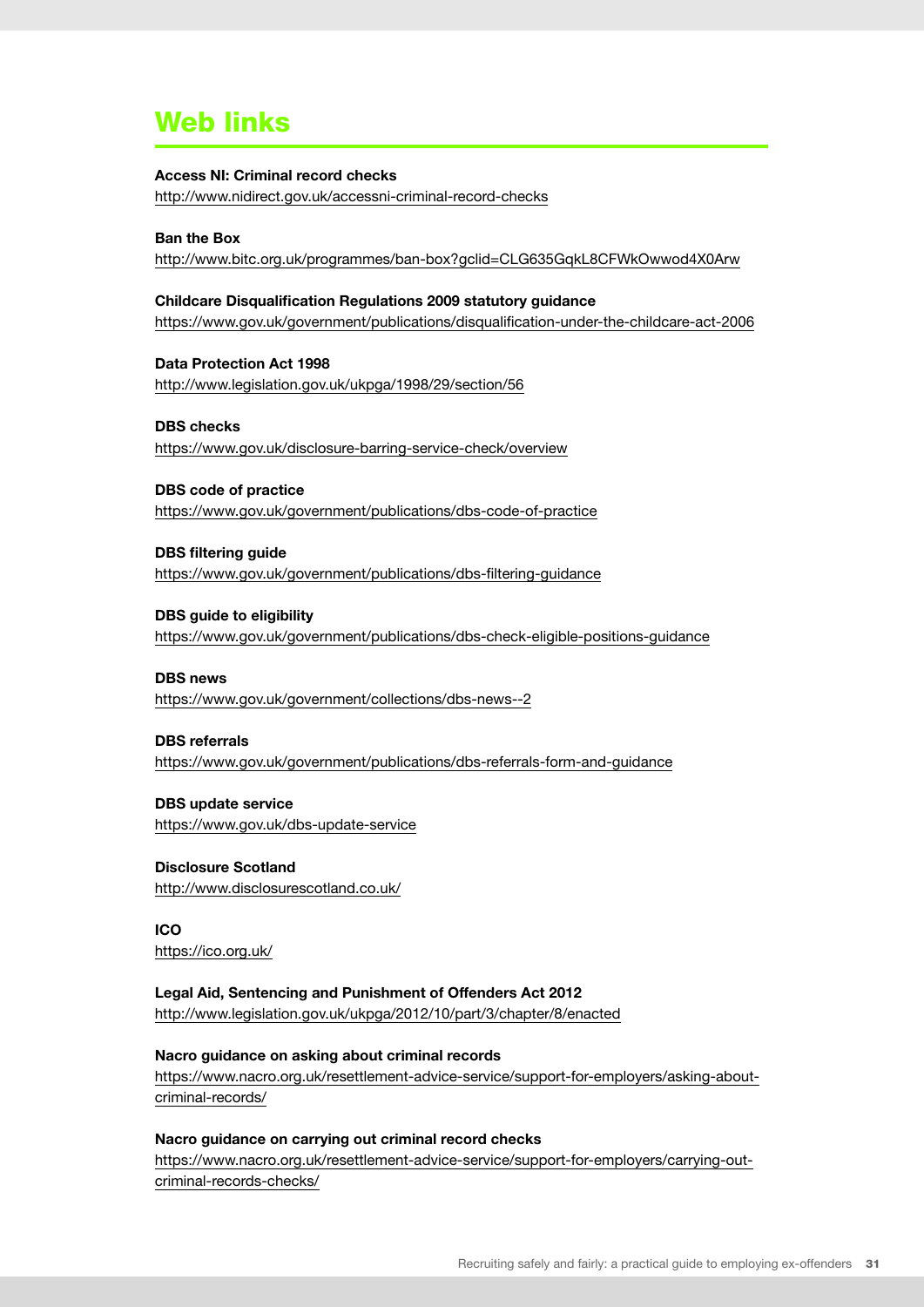# Web links

**Access NI: Criminal record checks**
http://www.nidirect.gov.uk/accessni-criminal-record-checks

**Ban the Box**
http://www.bitc.org.uk/programmes/ban-box?gclid=CLG635GqkL8CFWkOwwod4X0Arw

**Childcare Disqualification Regulations 2009 statutory guidance**
https://www.gov.uk/government/publications/disqualification-under-the-childcare-act-2006

**Data Protection Act 1998**
http://www.legislation.gov.uk/ukpga/1998/29/section/56

**DBS checks**
https://www.gov.uk/disclosure-barring-service-check/overview

**DBS code of practice**
https://www.gov.uk/government/publications/dbs-code-of-practice

**DBS filtering guide**
https://www.gov.uk/government/publications/dbs-filtering-guidance

**DBS guide to eligibility**
https://www.gov.uk/government/publications/dbs-check-eligible-positions-guidance

**DBS news**
https://www.gov.uk/government/collections/dbs-news--2

**DBS referrals**
https://www.gov.uk/government/publications/dbs-referrals-form-and-guidance

**DBS update service**
https://www.gov.uk/dbs-update-service

**Disclosure Scotland**
http://www.disclosurescotland.co.uk/

**ICO**
https://ico.org.uk/

**Legal Aid, Sentencing and Punishment of Offenders Act 2012**
http://www.legislation.gov.uk/ukpga/2012/10/part/3/chapter/8/enacted

**Nacro guidance on asking about criminal records**
https://www.nacro.org.uk/resettlement-advice-service/support-for-employers/asking-about-criminal-records/

**Nacro guidance on carrying out criminal record checks**
https://www.nacro.org.uk/resettlement-advice-service/support-for-employers/carrying-out-criminal-records-checks/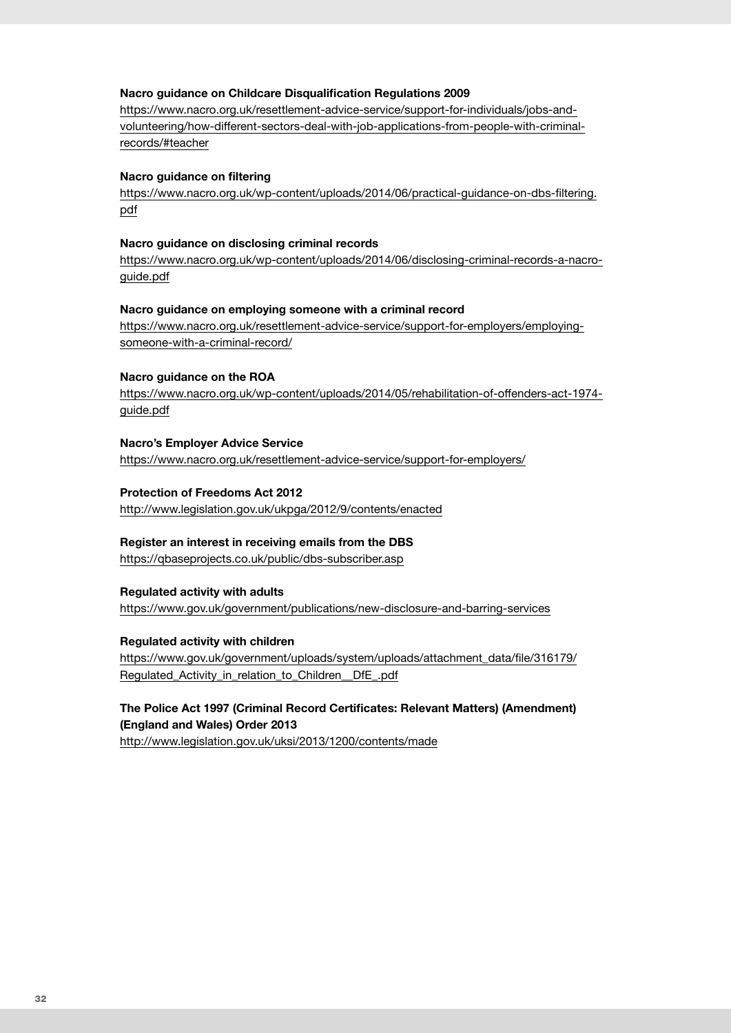**Nacro guidance on Childcare Disqualification Regulations 2009**
https://www.nacro.org.uk/resettlement-advice-service/support-for-individuals/jobs-and-volunteering/how-different-sectors-deal-with-job-applications-from-people-with-criminal-records/#teacher

**Nacro guidance on filtering**
https://www.nacro.org.uk/wp-content/uploads/2014/06/practical-guidance-on-dbs-filtering.pdf

**Nacro guidance on disclosing criminal records**
https://www.nacro.org.uk/wp-content/uploads/2014/06/disclosing-criminal-records-a-nacro-guide.pdf

**Nacro guidance on employing someone with a criminal record**
https://www.nacro.org.uk/resettlement-advice-service/support-for-employers/employing-someone-with-a-criminal-record/

**Nacro guidance on the ROA**
https://www.nacro.org.uk/wp-content/uploads/2014/05/rehabilitation-of-offenders-act-1974-guide.pdf

**Nacro's Employer Advice Service**
https://www.nacro.org.uk/resettlement-advice-service/support-for-employers/

**Protection of Freedoms Act 2012**
http://www.legislation.gov.uk/ukpga/2012/9/contents/enacted

**Register an interest in receiving emails from the DBS**
https://qbaseprojects.co.uk/public/dbs-subscriber.asp

**Regulated activity with adults**
https://www.gov.uk/government/publications/new-disclosure-and-barring-services

**Regulated activity with children**
https://www.gov.uk/government/uploads/system/uploads/attachment_data/file/316179/Regulated_Activity_in_relation_to_Children__DfE_.pdf

**The Police Act 1997 (Criminal Record Certificates: Relevant Matters) (Amendment) (England and Wales) Order 2013**
http://www.legislation.gov.uk/uksi/2013/1200/contents/made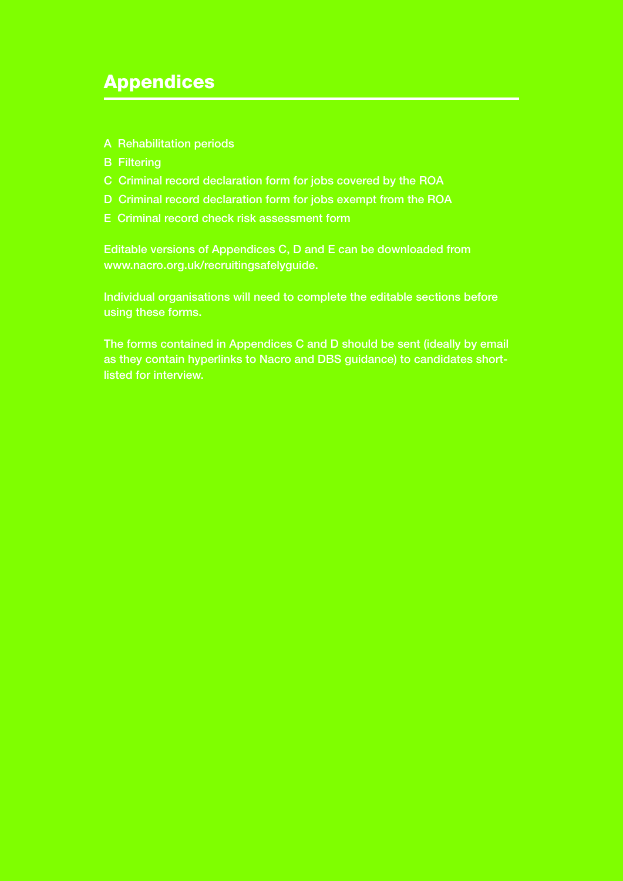# Appendices

A Rehabilitation periods

B Filtering

C Criminal record declaration form for jobs covered by the ROA

D Criminal record declaration form for jobs exempt from the ROA

E Criminal record check risk assessment form

Editable versions of Appendices C, D and E can be downloaded from www.nacro.org.uk/recruitingsafelyguide.

Individual organisations will need to complete the editable sections before using these forms.

The forms contained in Appendices C and D should be sent (ideally by email as they contain hyperlinks to Nacro and DBS guidance) to candidates short-listed for interview.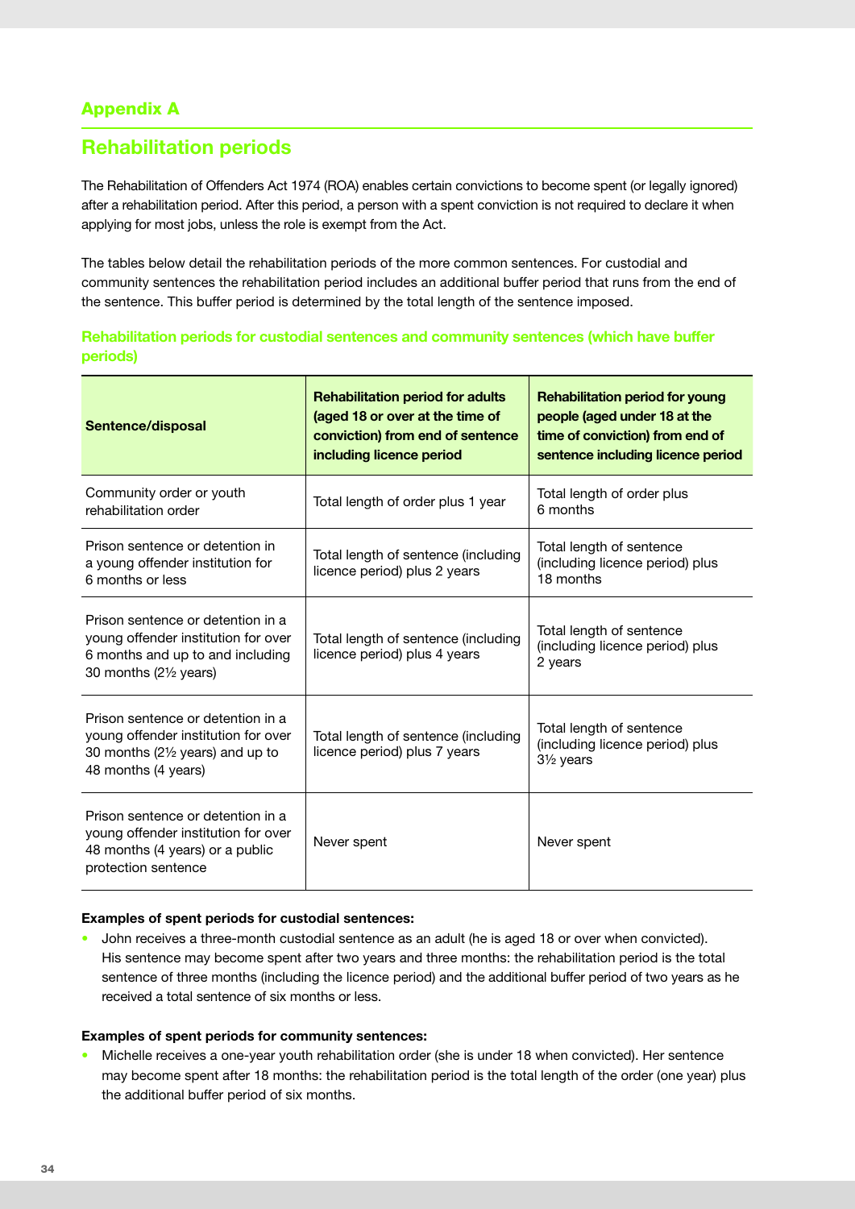## Appendix A

# Rehabilitation periods

The Rehabilitation of Offenders Act 1974 (ROA) enables certain convictions to become spent (or legally ignored) after a rehabilitation period. After this period, a person with a spent conviction is not required to declare it when applying for most jobs, unless the role is exempt from the Act.

The tables below detail the rehabilitation periods of the more common sentences. For custodial and community sentences the rehabilitation period includes an additional buffer period that runs from the end of the sentence. This buffer period is determined by the total length of the sentence imposed.

### Rehabilitation periods for custodial sentences and community sentences (which have buffer periods)

| Sentence/disposal | Rehabilitation period for adults (aged 18 or over at the time of conviction) from end of sentence including licence period | Rehabilitation period for young people (aged under 18 at the time of conviction) from end of sentence including licence period |
|---|---|---|
| Community order or youth rehabilitation order | Total length of order plus 1 year | Total length of order plus 6 months |
| Prison sentence or detention in a young offender institution for 6 months or less | Total length of sentence (including licence period) plus 2 years | Total length of sentence (including licence period) plus 18 months |
| Prison sentence or detention in a young offender institution for over 6 months and up to and including 30 months (2½ years) | Total length of sentence (including licence period) plus 4 years | Total length of sentence (including licence period) plus 2 years |
| Prison sentence or detention in a young offender institution for over 30 months (2½ years) and up to 48 months (4 years) | Total length of sentence (including licence period) plus 7 years | Total length of sentence (including licence period) plus 3½ years |
| Prison sentence or detention in a young offender institution for over 48 months (4 years) or a public protection sentence | Never spent | Never spent |

**Examples of spent periods for custodial sentences:**

- John receives a three-month custodial sentence as an adult (he is aged 18 or over when convicted). His sentence may become spent after two years and three months: the rehabilitation period is the total sentence of three months (including the licence period) and the additional buffer period of two years as he received a total sentence of six months or less.

**Examples of spent periods for community sentences:**

- Michelle receives a one-year youth rehabilitation order (she is under 18 when convicted). Her sentence may become spent after 18 months: the rehabilitation period is the total length of the order (one year) plus the additional buffer period of six months.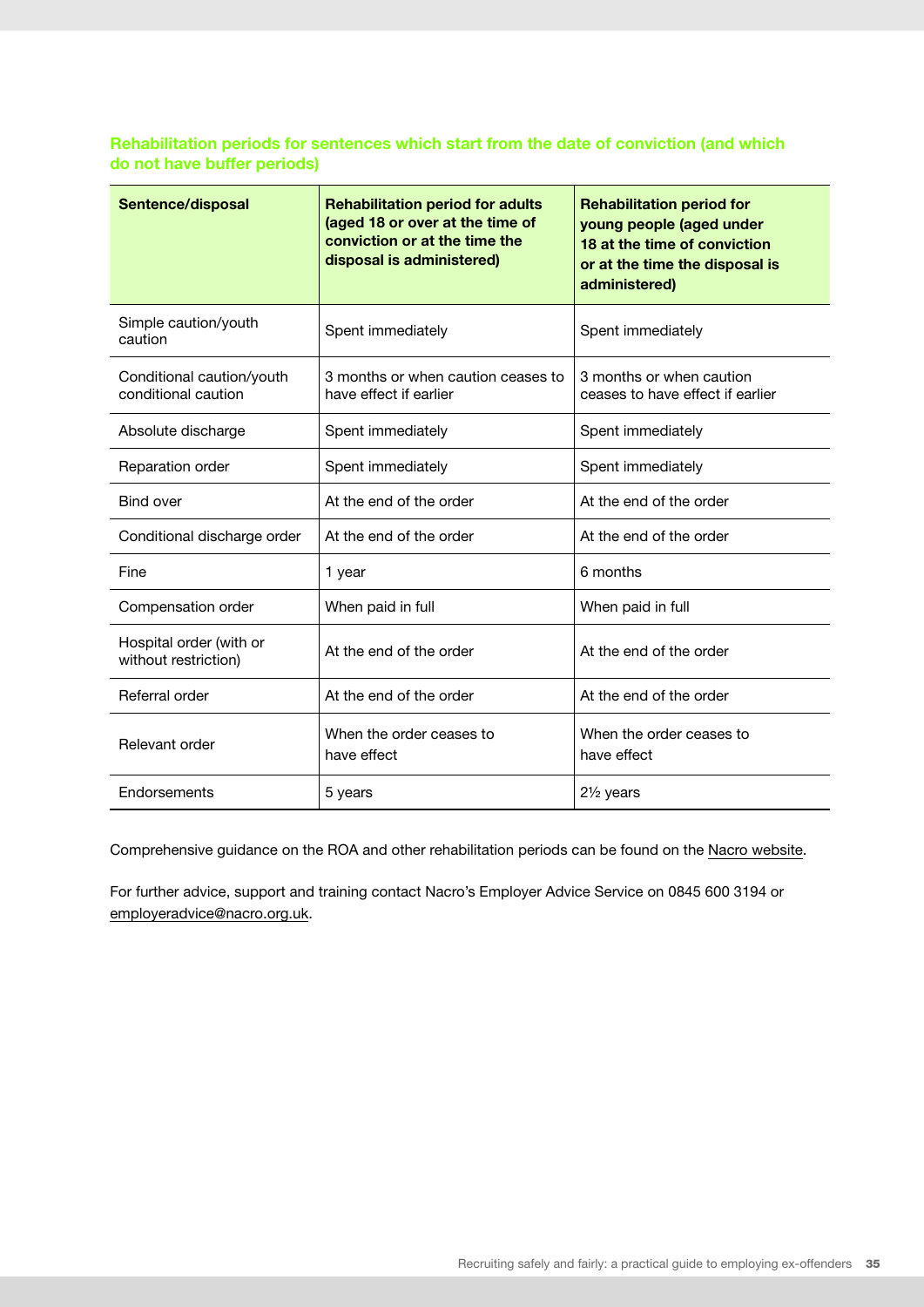### Rehabilitation periods for sentences which start from the date of conviction (and which do not have buffer periods)

| Sentence/disposal | Rehabilitation period for adults (aged 18 or over at the time of conviction or at the time the disposal is administered) | Rehabilitation period for young people (aged under 18 at the time of conviction or at the time the disposal is administered) |
|---|---|---|
| Simple caution/youth caution | Spent immediately | Spent immediately |
| Conditional caution/youth conditional caution | 3 months or when caution ceases to have effect if earlier | 3 months or when caution ceases to have effect if earlier |
| Absolute discharge | Spent immediately | Spent immediately |
| Reparation order | Spent immediately | Spent immediately |
| Bind over | At the end of the order | At the end of the order |
| Conditional discharge order | At the end of the order | At the end of the order |
| Fine | 1 year | 6 months |
| Compensation order | When paid in full | When paid in full |
| Hospital order (with or without restriction) | At the end of the order | At the end of the order |
| Referral order | At the end of the order | At the end of the order |
| Relevant order | When the order ceases to have effect | When the order ceases to have effect |
| Endorsements | 5 years | 2½ years |

Comprehensive guidance on the ROA and other rehabilitation periods can be found on the Nacro website.

For further advice, support and training contact Nacro's Employer Advice Service on 0845 600 3194 or employeradvice@nacro.org.uk.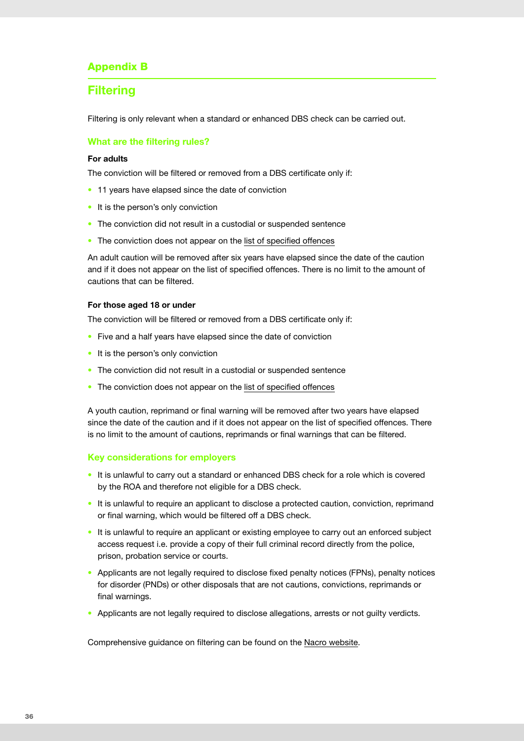## Appendix B

# Filtering

Filtering is only relevant when a standard or enhanced DBS check can be carried out.

### What are the filtering rules?

**For adults**

The conviction will be filtered or removed from a DBS certificate only if:

- 11 years have elapsed since the date of conviction
- It is the person's only conviction
- The conviction did not result in a custodial or suspended sentence
- The conviction does not appear on the list of specified offences

An adult caution will be removed after six years have elapsed since the date of the caution and if it does not appear on the list of specified offences. There is no limit to the amount of cautions that can be filtered.

**For those aged 18 or under**

The conviction will be filtered or removed from a DBS certificate only if:

- Five and a half years have elapsed since the date of conviction
- It is the person's only conviction
- The conviction did not result in a custodial or suspended sentence
- The conviction does not appear on the list of specified offences

A youth caution, reprimand or final warning will be removed after two years have elapsed since the date of the caution and if it does not appear on the list of specified offences. There is no limit to the amount of cautions, reprimands or final warnings that can be filtered.

### Key considerations for employers

- It is unlawful to carry out a standard or enhanced DBS check for a role which is covered by the ROA and therefore not eligible for a DBS check.
- It is unlawful to require an applicant to disclose a protected caution, conviction, reprimand or final warning, which would be filtered off a DBS check.
- It is unlawful to require an applicant or existing employee to carry out an enforced subject access request i.e. provide a copy of their full criminal record directly from the police, prison, probation service or courts.
- Applicants are not legally required to disclose fixed penalty notices (FPNs), penalty notices for disorder (PNDs) or other disposals that are not cautions, convictions, reprimands or final warnings.
- Applicants are not legally required to disclose allegations, arrests or not guilty verdicts.

Comprehensive guidance on filtering can be found on the Nacro website.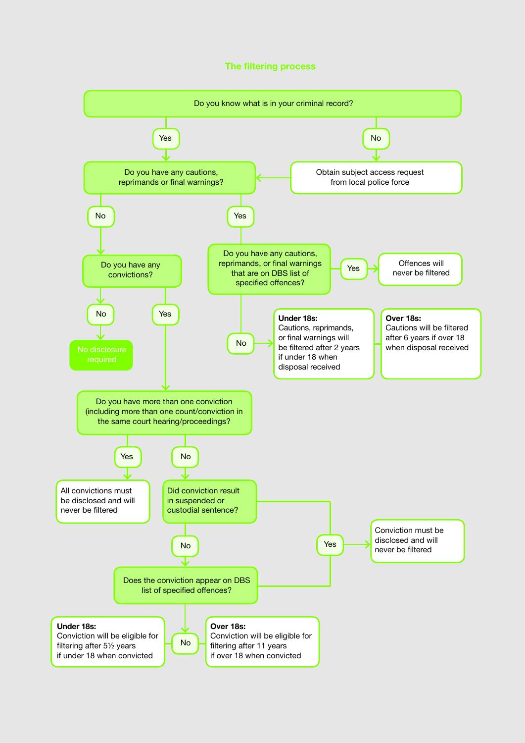## The filtering process

Do you know what is in your criminal record?

- **Yes** → Do you have any cautions, reprimands or final warnings?
- **No** → Obtain subject access request from local police force → Do you have any cautions, reprimands or final warnings?

Do you have any cautions, reprimands or final warnings?

- **No** → Do you have any convictions?
- **Yes** → Do you have any cautions, reprimands, or final warnings that are on DBS list of specified offences?

Do you have any cautions, reprimands, or final warnings that are on DBS list of specified offences?

- **Yes** → Offences will never be filtered
- **No** →
  - **Under 18s:** Cautions, reprimands, or final warnings will be filtered after 2 years if under 18 when disposal received
  - **Over 18s:** Cautions will be filtered after 6 years if over 18 when disposal received

Do you have any convictions?

- **No** → No disclosure required
- **Yes** → Do you have more than one conviction (including more than one count/conviction in the same court hearing/proceedings?

Do you have more than one conviction (including more than one count/conviction in the same court hearing/proceedings?

- **Yes** → All convictions must be disclosed and will never be filtered
- **No** → Did conviction result in suspended or custodial sentence?

Did conviction result in suspended or custodial sentence?

- **Yes** → Conviction must be disclosed and will never be filtered
- **No** → Does the conviction appear on DBS list of specified offences?

Does the conviction appear on DBS list of specified offences?

- **Yes** → Conviction must be disclosed and will never be filtered
- **No** →
  - **Under 18s:** Conviction will be eligible for filtering after 5½ years if under 18 when convicted
  - **Over 18s:** Conviction will be eligible for filtering after 11 years if over 18 when convicted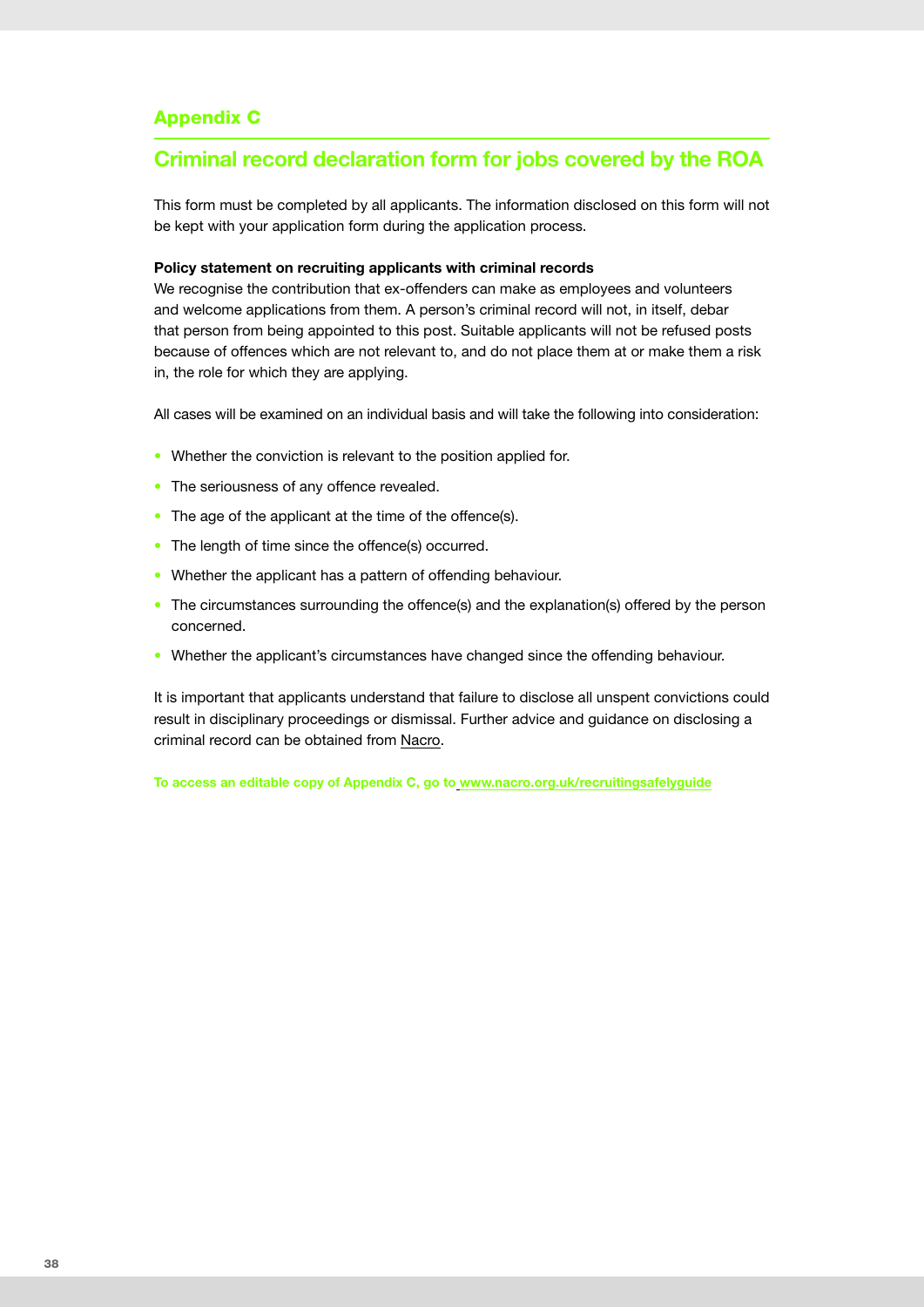## Appendix C

# Criminal record declaration form for jobs covered by the ROA

This form must be completed by all applicants. The information disclosed on this form will not be kept with your application form during the application process.

**Policy statement on recruiting applicants with criminal records**

We recognise the contribution that ex-offenders can make as employees and volunteers and welcome applications from them. A person's criminal record will not, in itself, debar that person from being appointed to this post. Suitable applicants will not be refused posts because of offences which are not relevant to, and do not place them at or make them a risk in, the role for which they are applying.

All cases will be examined on an individual basis and will take the following into consideration:

- Whether the conviction is relevant to the position applied for.
- The seriousness of any offence revealed.
- The age of the applicant at the time of the offence(s).
- The length of time since the offence(s) occurred.
- Whether the applicant has a pattern of offending behaviour.
- The circumstances surrounding the offence(s) and the explanation(s) offered by the person concerned.
- Whether the applicant's circumstances have changed since the offending behaviour.

It is important that applicants understand that failure to disclose all unspent convictions could result in disciplinary proceedings or dismissal. Further advice and guidance on disclosing a criminal record can be obtained from Nacro.

**To access an editable copy of Appendix C, go to www.nacro.org.uk/recruitingsafelyguide**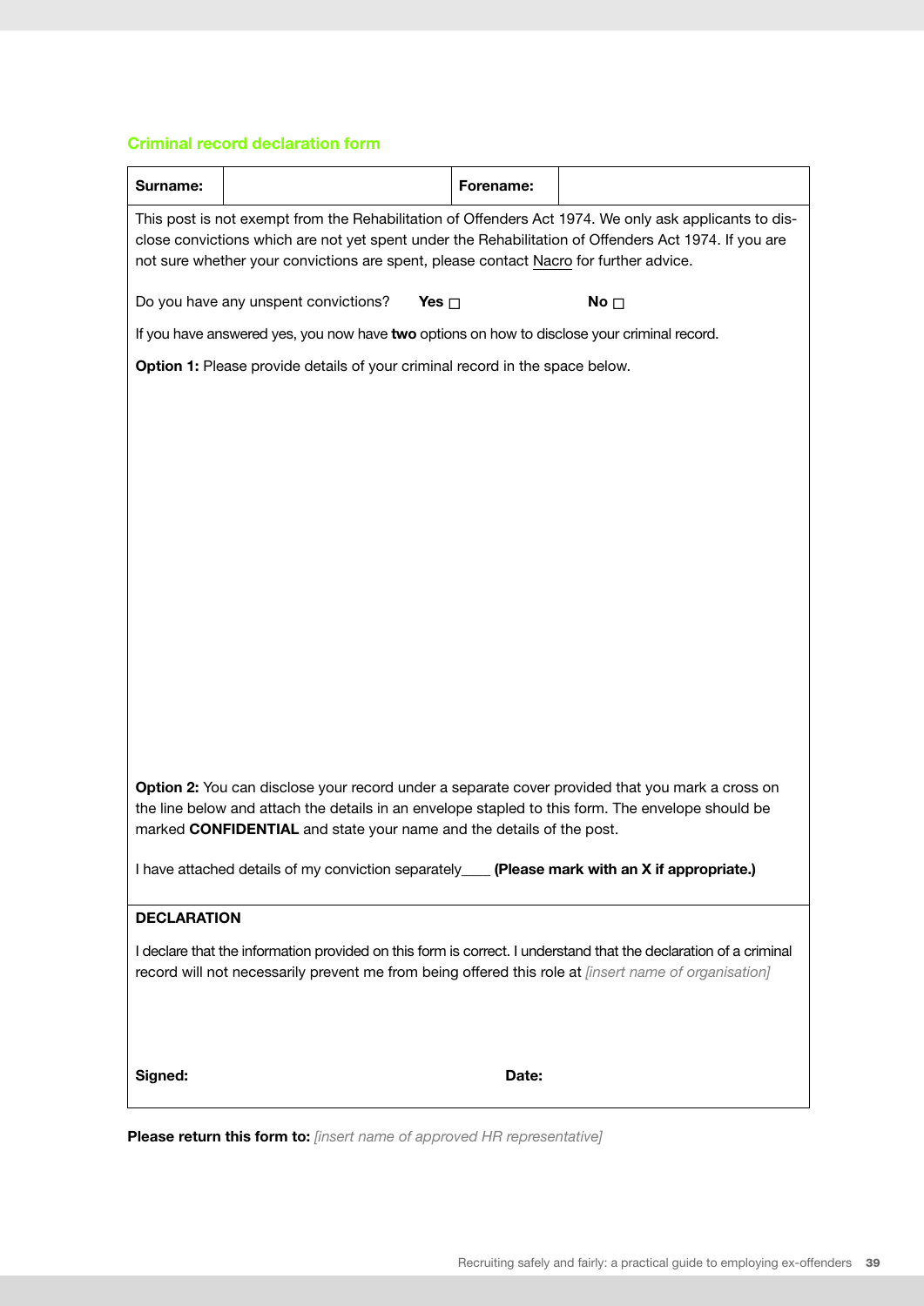## Criminal record declaration form

| Surname: | | Forename: | |
|---|---|---|---|

This post is not exempt from the Rehabilitation of Offenders Act 1974. We only ask applicants to disclose convictions which are not yet spent under the Rehabilitation of Offenders Act 1974. If you are not sure whether your convictions are spent, please contact Nacro for further advice.

Do you have any unspent convictions? **Yes** ☐ **No** ☐

If you have answered yes, you now have **two** options on how to disclose your criminal record.

**Option 1:** Please provide details of your criminal record in the space below.

**Option 2:** You can disclose your record under a separate cover provided that you mark a cross on the line below and attach the details in an envelope stapled to this form. The envelope should be marked **CONFIDENTIAL** and state your name and the details of the post.

I have attached details of my conviction separately____ **(Please mark with an X if appropriate.)**

**DECLARATION**

I declare that the information provided on this form is correct. I understand that the declaration of a criminal record will not necessarily prevent me from being offered this role at *[insert name of organisation]*

**Signed:** **Date:**

**Please return this form to:** *[insert name of approved HR representative]*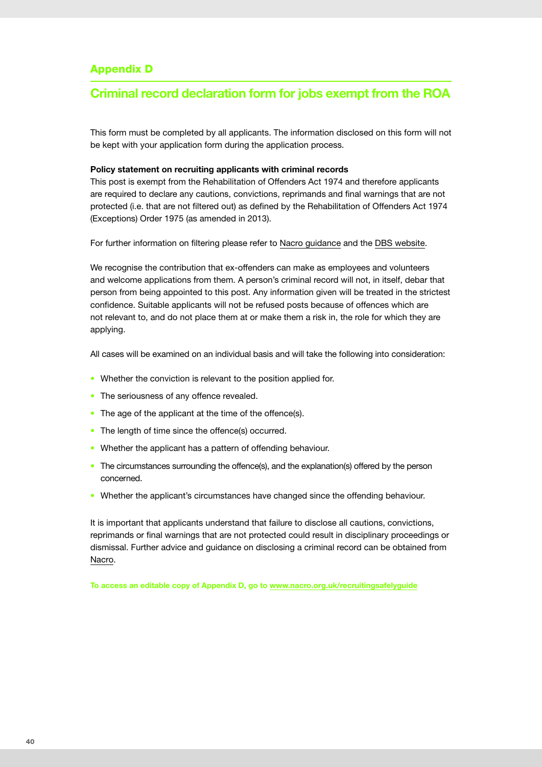## Appendix D

# Criminal record declaration form for jobs exempt from the ROA

This form must be completed by all applicants. The information disclosed on this form will not be kept with your application form during the application process.

**Policy statement on recruiting applicants with criminal records**

This post is exempt from the Rehabilitation of Offenders Act 1974 and therefore applicants are required to declare any cautions, convictions, reprimands and final warnings that are not protected (i.e. that are not filtered out) as defined by the Rehabilitation of Offenders Act 1974 (Exceptions) Order 1975 (as amended in 2013).

For further information on filtering please refer to Nacro guidance and the DBS website.

We recognise the contribution that ex-offenders can make as employees and volunteers and welcome applications from them. A person's criminal record will not, in itself, debar that person from being appointed to this post. Any information given will be treated in the strictest confidence. Suitable applicants will not be refused posts because of offences which are not relevant to, and do not place them at or make them a risk in, the role for which they are applying.

All cases will be examined on an individual basis and will take the following into consideration:

- Whether the conviction is relevant to the position applied for.
- The seriousness of any offence revealed.
- The age of the applicant at the time of the offence(s).
- The length of time since the offence(s) occurred.
- Whether the applicant has a pattern of offending behaviour.
- The circumstances surrounding the offence(s), and the explanation(s) offered by the person concerned.
- Whether the applicant's circumstances have changed since the offending behaviour.

It is important that applicants understand that failure to disclose all cautions, convictions, reprimands or final warnings that are not protected could result in disciplinary proceedings or dismissal. Further advice and guidance on disclosing a criminal record can be obtained from Nacro.

**To access an editable copy of Appendix D, go to www.nacro.org.uk/recruitingsafelyguide**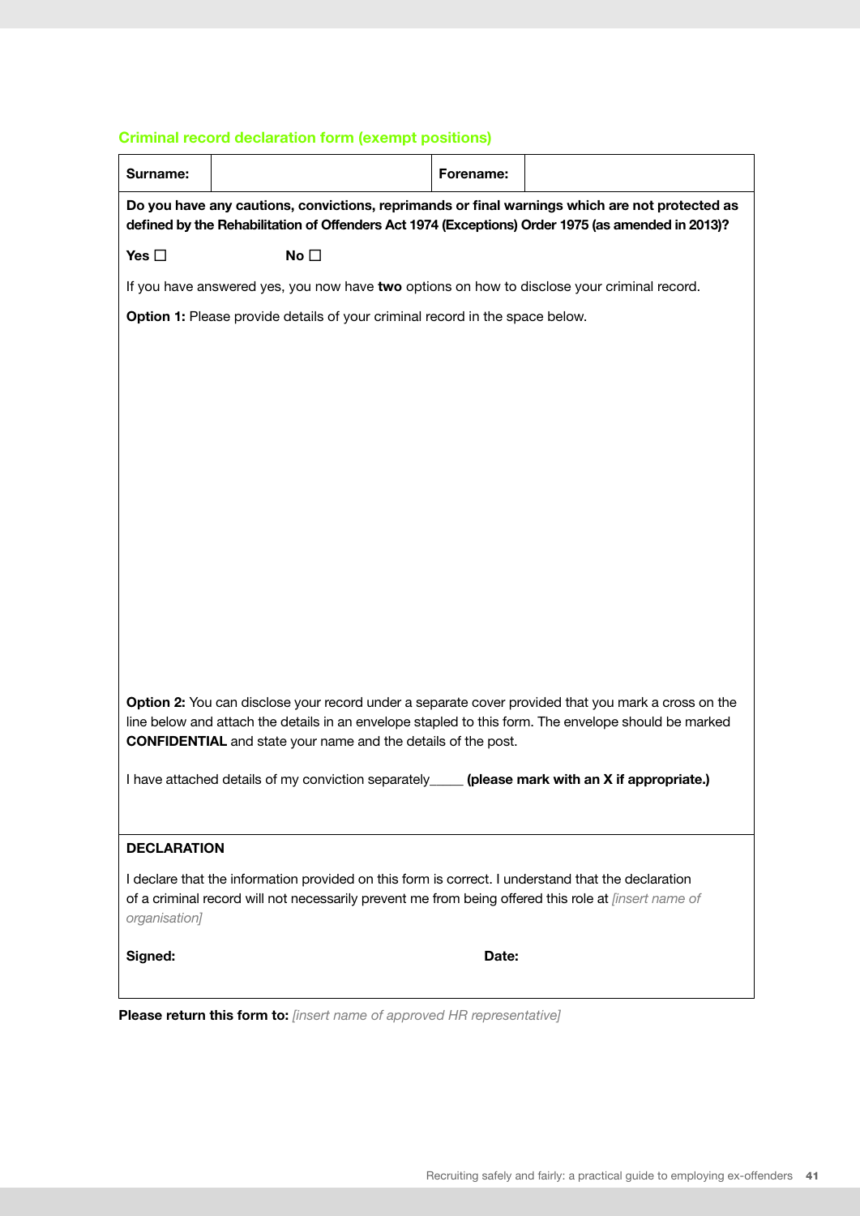## Criminal record declaration form (exempt positions)

| Surname: | | Forename: | |
|---|---|---|---|

**Do you have any cautions, convictions, reprimands or final warnings which are not protected as defined by the Rehabilitation of Offenders Act 1974 (Exceptions) Order 1975 (as amended in 2013)?**

**Yes** ☐ **No** ☐

If you have answered yes, you now have **two** options on how to disclose your criminal record.

**Option 1:** Please provide details of your criminal record in the space below.

**Option 2:** You can disclose your record under a separate cover provided that you mark a cross on the line below and attach the details in an envelope stapled to this form. The envelope should be marked **CONFIDENTIAL** and state your name and the details of the post.

I have attached details of my conviction separately_____ **(please mark with an X if appropriate.)**

**DECLARATION**

I declare that the information provided on this form is correct. I understand that the declaration of a criminal record will not necessarily prevent me from being offered this role at *[insert name of organisation]*

**Signed:** **Date:**

**Please return this form to:** *[insert name of approved HR representative]*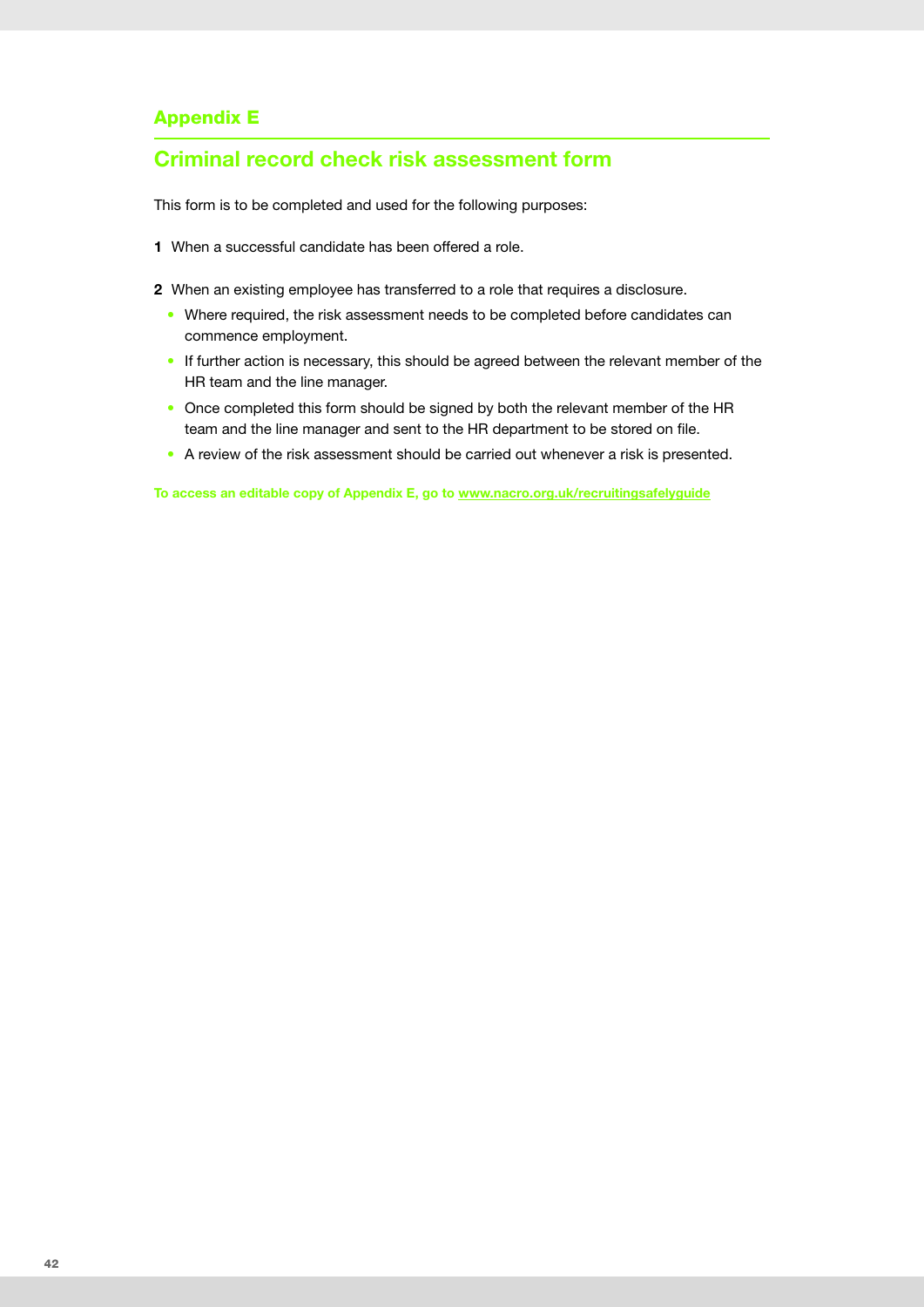## Appendix E

# Criminal record check risk assessment form

This form is to be completed and used for the following purposes:

1. When a successful candidate has been offered a role.

2. When an existing employee has transferred to a role that requires a disclosure.
   - Where required, the risk assessment needs to be completed before candidates can commence employment.
   - If further action is necessary, this should be agreed between the relevant member of the HR team and the line manager.
   - Once completed this form should be signed by both the relevant member of the HR team and the line manager and sent to the HR department to be stored on file.
   - A review of the risk assessment should be carried out whenever a risk is presented.

**To access an editable copy of Appendix E, go to www.nacro.org.uk/recruitingsafelyguide**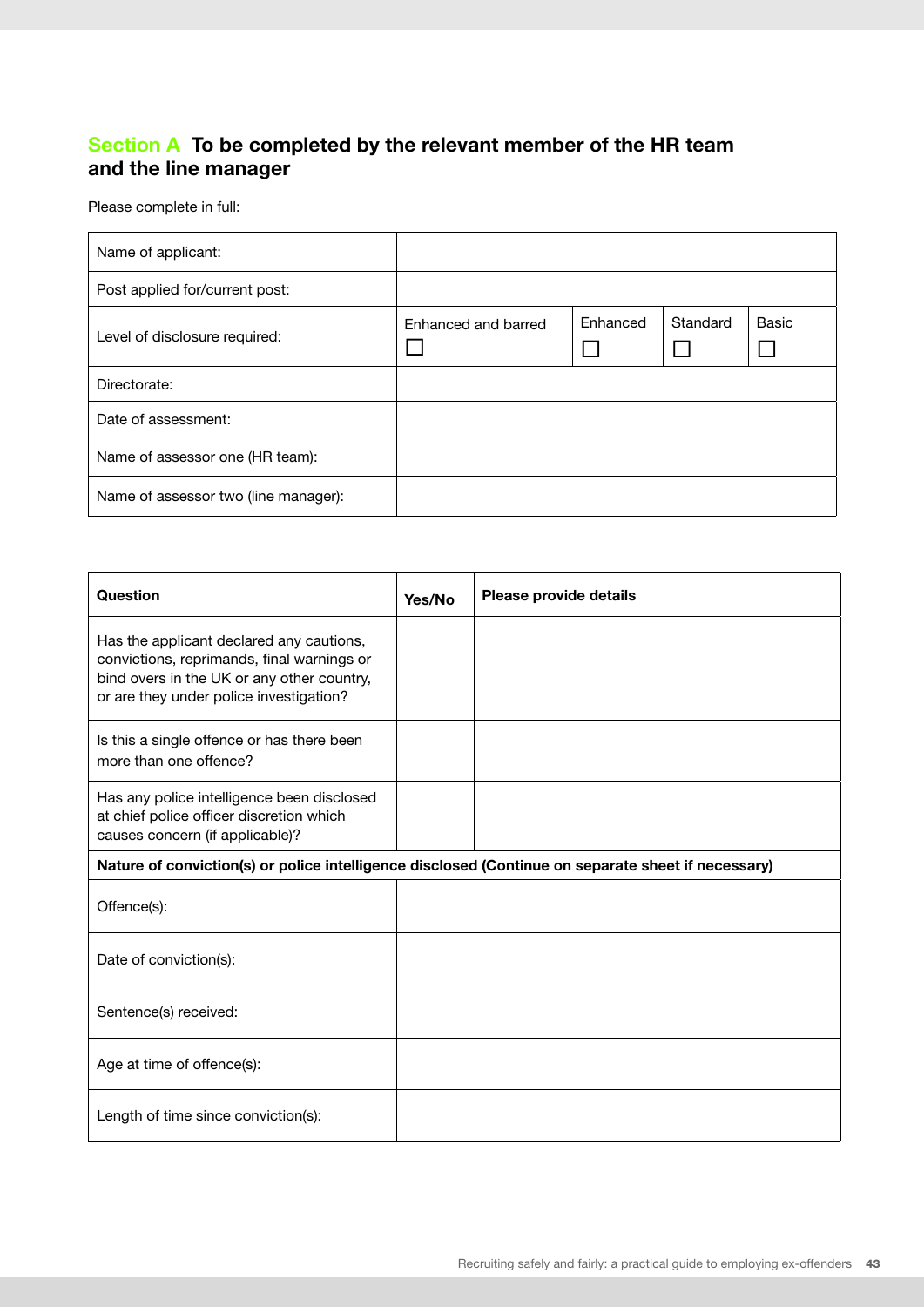## Section A To be completed by the relevant member of the HR team and the line manager

Please complete in full:

| | | | | |
|---|---|---|---|---|
| Name of applicant: | | | | |
| Post applied for/current post: | | | | |
| Level of disclosure required: | Enhanced and barred ☐ | Enhanced ☐ | Standard ☐ | Basic ☐ |
| Directorate: | | | | |
| Date of assessment: | | | | |
| Name of assessor one (HR team): | | | | |
| Name of assessor two (line manager): | | | | |

| Question | Yes/No | Please provide details |
|---|---|---|
| Has the applicant declared any cautions, convictions, reprimands, final warnings or bind overs in the UK or any other country, or are they under police investigation? | | |
| Is this a single offence or has there been more than one offence? | | |
| Has any police intelligence been disclosed at chief police officer discretion which causes concern (if applicable)? | | |
| **Nature of conviction(s) or police intelligence disclosed (Continue on separate sheet if necessary)** | | |
| Offence(s): | | |
| Date of conviction(s): | | |
| Sentence(s) received: | | |
| Age at time of offence(s): | | |
| Length of time since conviction(s): | | |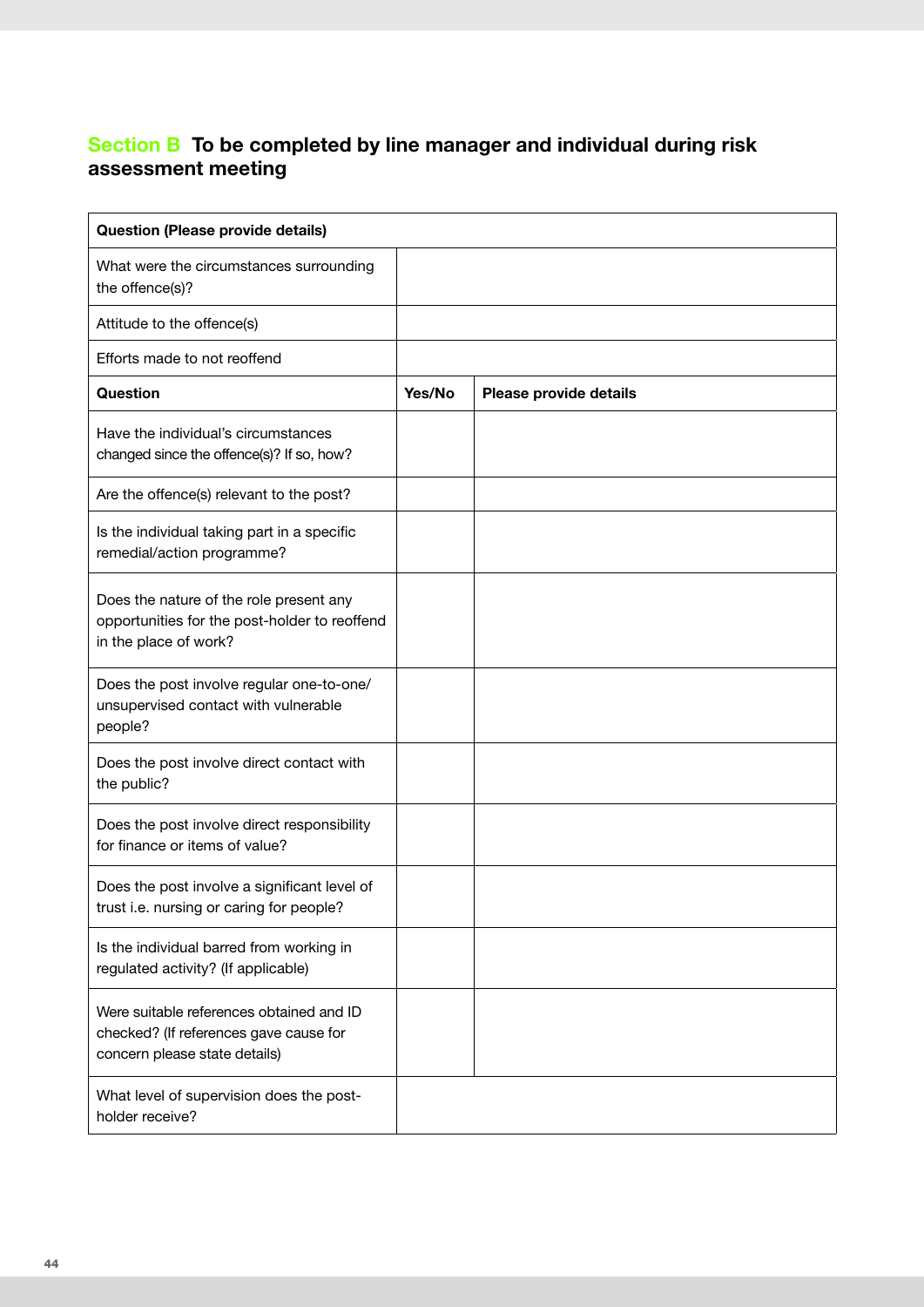## Section B To be completed by line manager and individual during risk assessment meeting

| Question (Please provide details) | | |
|---|---|---|
| What were the circumstances surrounding the offence(s)? | | |
| Attitude to the offence(s) | | |
| Efforts made to not reoffend | | |
| **Question** | **Yes/No** | **Please provide details** |
| Have the individual's circumstances changed since the offence(s)? If so, how? | | |
| Are the offence(s) relevant to the post? | | |
| Is the individual taking part in a specific remedial/action programme? | | |
| Does the nature of the role present any opportunities for the post-holder to reoffend in the place of work? | | |
| Does the post involve regular one-to-one/ unsupervised contact with vulnerable people? | | |
| Does the post involve direct contact with the public? | | |
| Does the post involve direct responsibility for finance or items of value? | | |
| Does the post involve a significant level of trust i.e. nursing or caring for people? | | |
| Is the individual barred from working in regulated activity? (If applicable) | | |
| Were suitable references obtained and ID checked? (If references gave cause for concern please state details) | | |
| What level of supervision does the post-holder receive? | | |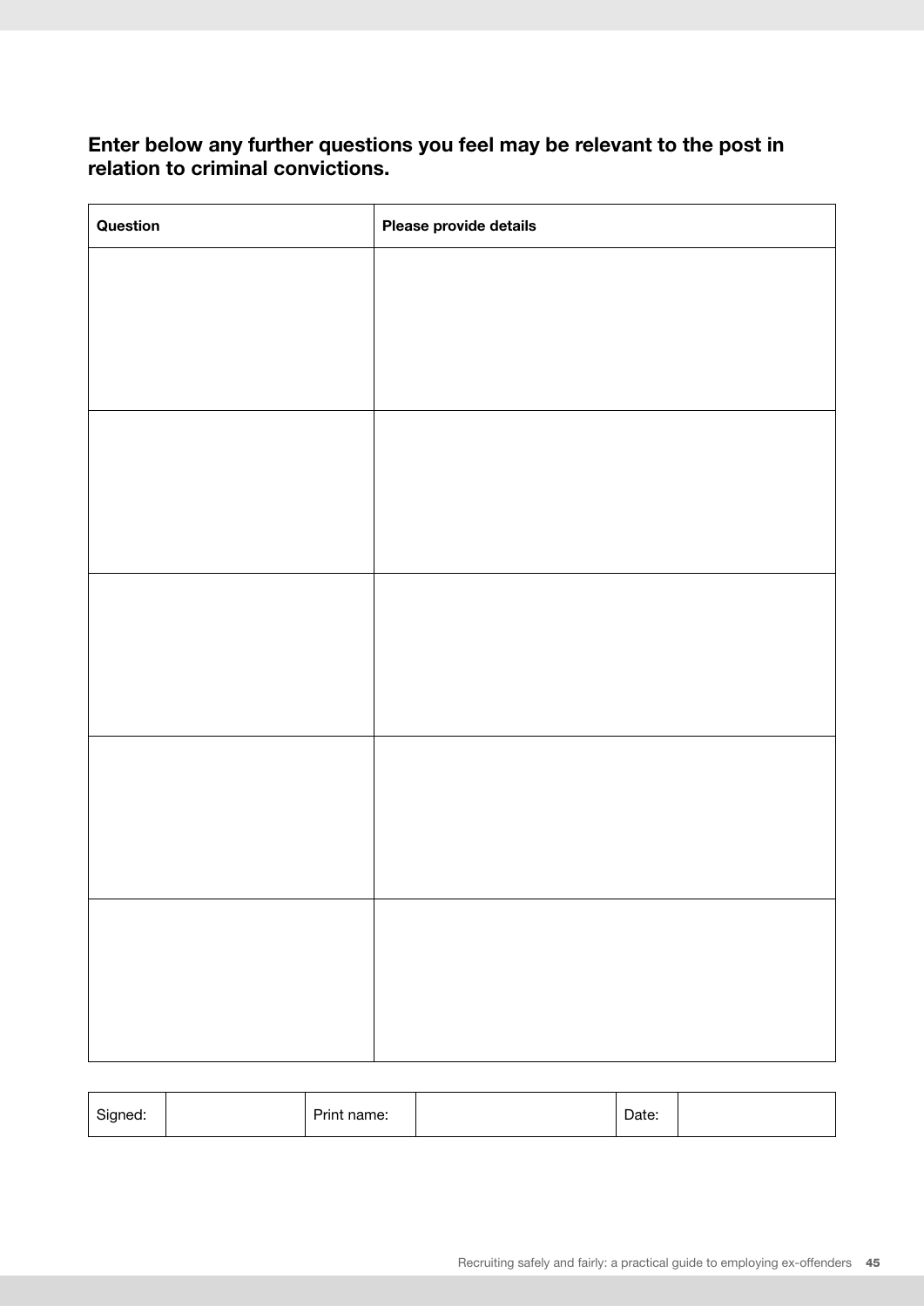**Enter below any further questions you feel may be relevant to the post in relation to criminal convictions.**

| Question | Please provide details |
| --- | --- |
| | |
| | |
| | |
| | |
| | |

| Signed: | | Print name: | | Date: | |
| --- | --- | --- | --- | --- | --- |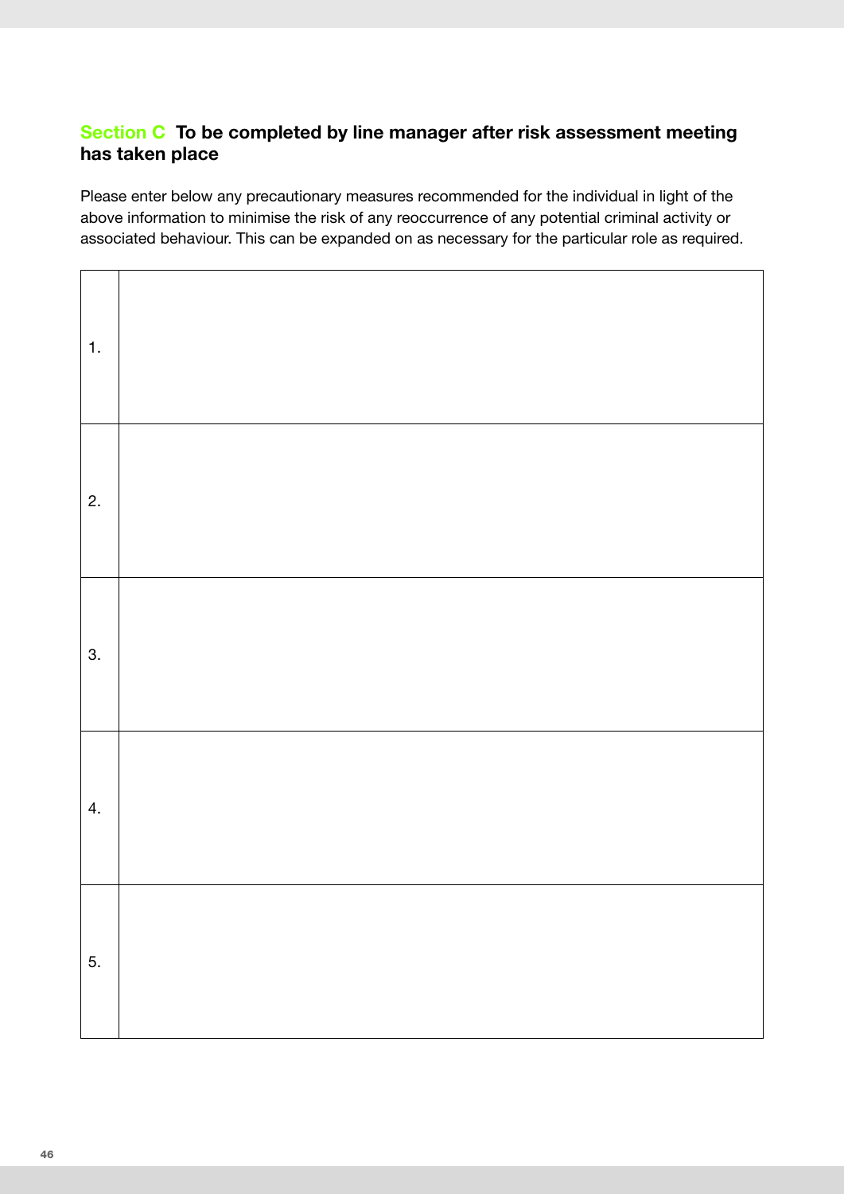## Section C To be completed by line manager after risk assessment meeting has taken place

Please enter below any precautionary measures recommended for the individual in light of the above information to minimise the risk of any reoccurrence of any potential criminal activity or associated behaviour. This can be expanded on as necessary for the particular role as required.

| | |
|---|---|
| 1. | |
| 2. | |
| 3. | |
| 4. | |
| 5. | |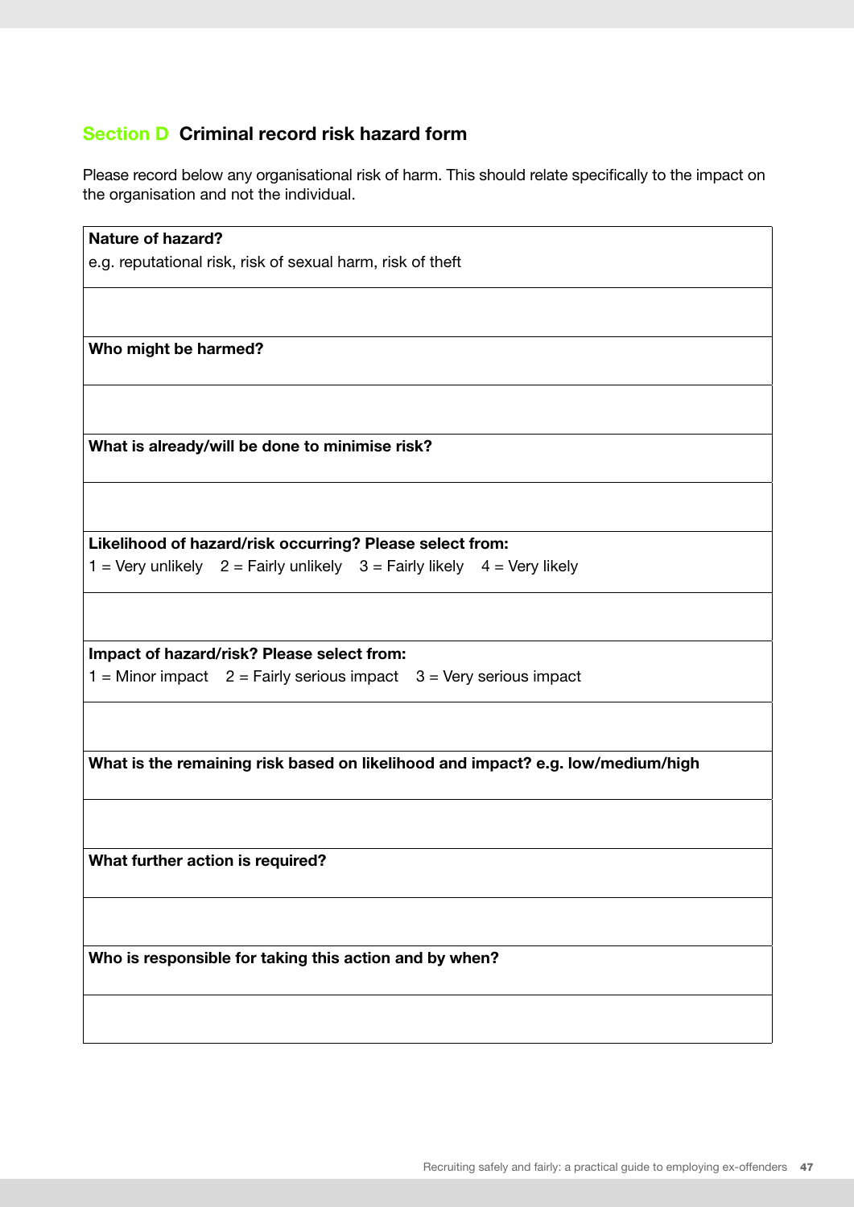## Section D Criminal record risk hazard form

Please record below any organisational risk of harm. This should relate specifically to the impact on the organisation and not the individual.

| **Nature of hazard?**<br>e.g. reputational risk, risk of sexual harm, risk of theft |
|---|
| |
| **Who might be harmed?** |
| |
| **What is already/will be done to minimise risk?** |
| |
| **Likelihood of hazard/risk occurring? Please select from:**<br>1 = Very unlikely 2 = Fairly unlikely 3 = Fairly likely 4 = Very likely |
| |
| **Impact of hazard/risk? Please select from:**<br>1 = Minor impact 2 = Fairly serious impact 3 = Very serious impact |
| |
| **What is the remaining risk based on likelihood and impact? e.g. low/medium/high** |
| |
| **What further action is required?** |
| |
| **Who is responsible for taking this action and by when?** |
| |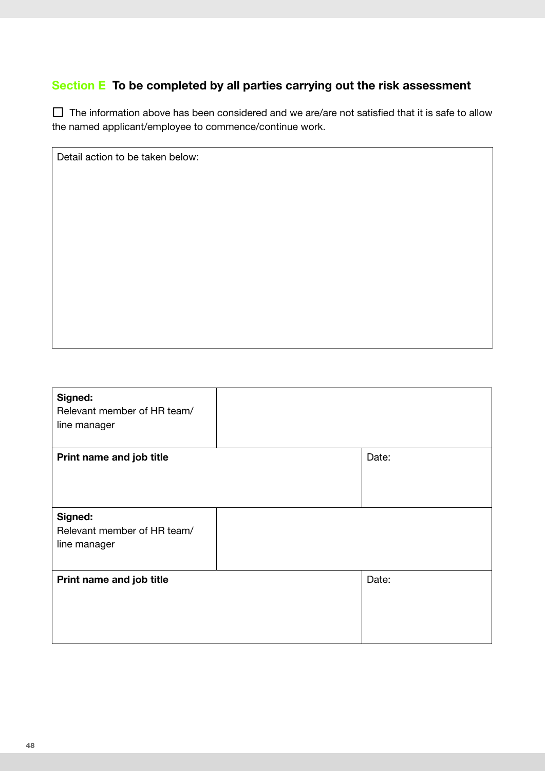## Section E To be completed by all parties carrying out the risk assessment

☐ The information above has been considered and we are/are not satisfied that it is safe to allow the named applicant/employee to commence/continue work.

| Detail action to be taken below: |
|---|
| |

| **Signed:** Relevant member of HR team/ line manager | | |
|---|---|---|
| **Print name and job title** | | Date: |
| **Signed:** Relevant member of HR team/ line manager | | |
| **Print name and job title** | | Date: |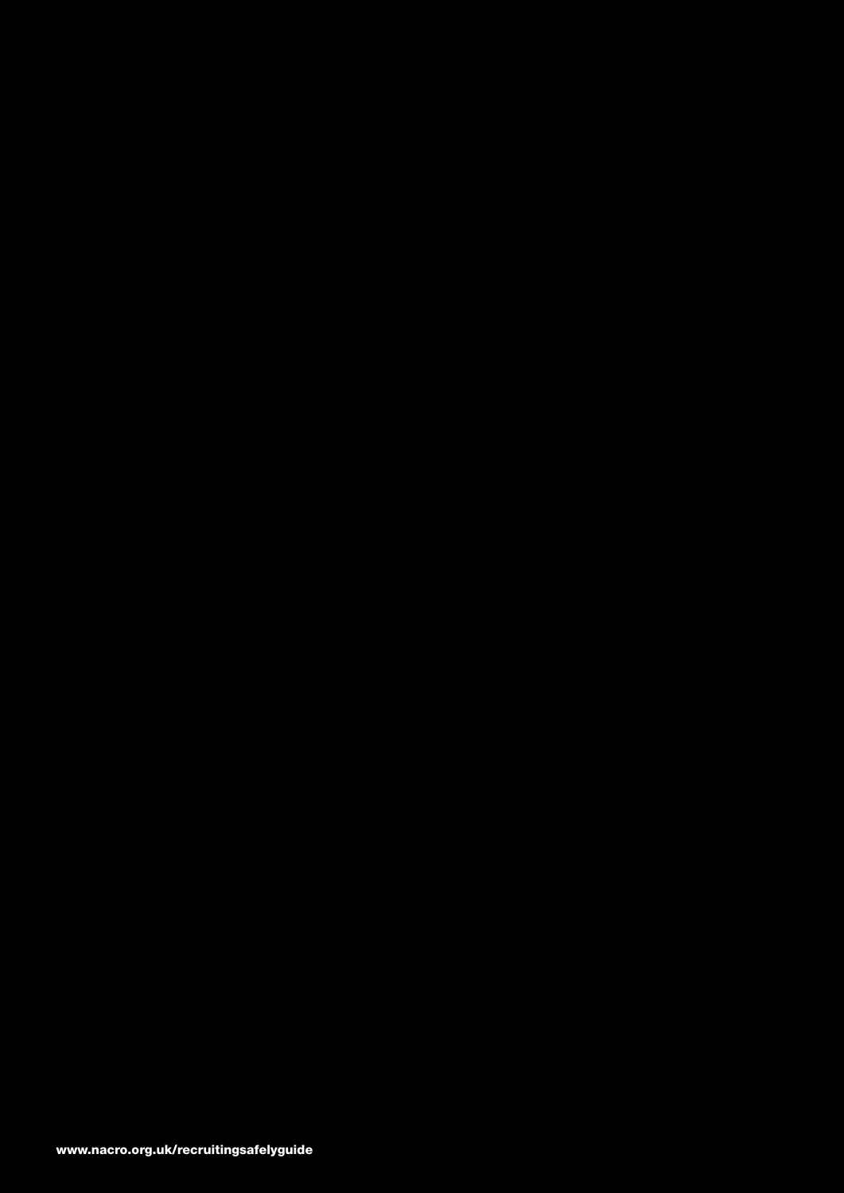www.nacro.org.uk/recruitingsafelyguide